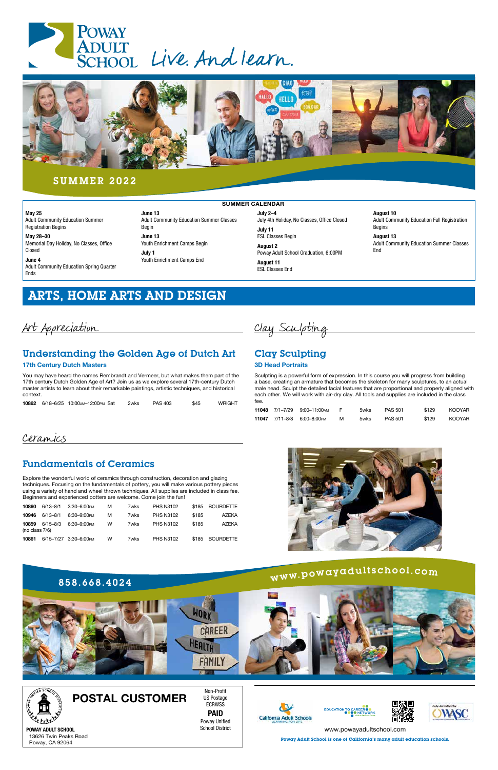# Poway Adult School

*Live. And learn.*

## SUMMER 2022

### SUMMER CALENDAR

**May 25**
Adult Community Education Summer Registration Begins

**May 28–30**
Memorial Day Holiday, No Classes, Office Closed

**June 4**
Adult Community Education Spring Quarter Ends

**June 13**
Adult Community Education Summer Classes Begin

**June 13**
Youth Enrichment Camps Begin

**July 1**
Youth Enrichment Camps End

**July 2–4**
July 4th Holiday, No Classes, Office Closed

**July 11**
ESL Classes Begin

**August 2**
Poway Adult School Graduation, 6:00PM

**August 11**
ESL Classes End

**August 10**
Adult Community Education Fall Registration Begins

**August 13**
Adult Community Education Summer Classes End

# ARTS, HOME ARTS AND DESIGN

## Art Appreciation

### Understanding the Golden Age of Dutch Art

**17th Century Dutch Masters**

You may have heard the names Rembrandt and Vermeer, but what makes them part of the 17th century Dutch Golden Age of Art? Join us as we explore several 17th-century Dutch master artists to learn about their remarkable paintings, artistic techniques, and historical context.

| | | | | | | | |
|---|---|---|---|---|---|---|---|
| **10862** | 6/18–6/25 | 10:00AM–12:00PM | Sat | 2wks | PAS 403 | $45 | WRIGHT |

## Clay Sculpting

### Clay Sculpting

**3D Head Portraits**

Sculpting is a powerful form of expression. In this course you will progress from building a base, creating an armature that becomes the skeleton for many sculptures, to an actual male head. Sculpt the detailed facial features that are proportional and properly aligned with each other. We will work with air-dry clay. All tools and supplies are included in the class fee.

| | | | | | | | |
|---|---|---|---|---|---|---|---|
| **11048** | 7/1–7/29 | 9:00–11:00AM | F | 5wks | PAS 501 | $129 | KOOYAR |
| **11047** | 7/11–8/8 | 6:00–8:00PM | M | 5wks | PAS 501 | $129 | KOOYAR |

## Ceramics

### Fundamentals of Ceramics

Explore the wonderful world of ceramics through construction, decoration and glazing techniques. Focusing on the fundamentals of pottery, you will make various pottery pieces using a variety of hand and wheel thrown techniques. All supplies are included in class fee. Beginners and experienced potters are welcome. Come join the fun!

| | | | | | | | |
|---|---|---|---|---|---|---|---|
| **10860** | 6/13–8/1 | 3:30–6:00PM | M | 7wks | PHS N3102 | $185 | BOURDETTE |
| **10946** | 6/13–8/1 | 6:30–9:00PM | M | 7wks | PHS N3102 | $185 | AZEKA |
| **10859** (no class 7/6) | 6/15–8/3 | 6:30–9:00PM | W | 7wks | PHS N3102 | $185 | AZEKA |
| **10861** | 6/15–7/27 | 3:30–6:00PM | W | 7wks | PHS N3102 | $185 | BOURDETTE |

**858.668.4024**

**www.powayadultschool.com**

**POSTAL CUSTOMER**

Non-Profit
US Postage
ECRWSS
**PAID**
Poway Unified
School District

**POWAY ADULT SCHOOL**
13626 Twin Peaks Road
Poway, CA 92064

www.powayadultschool.com

**Poway Adult School is one of California's many adult education schools.**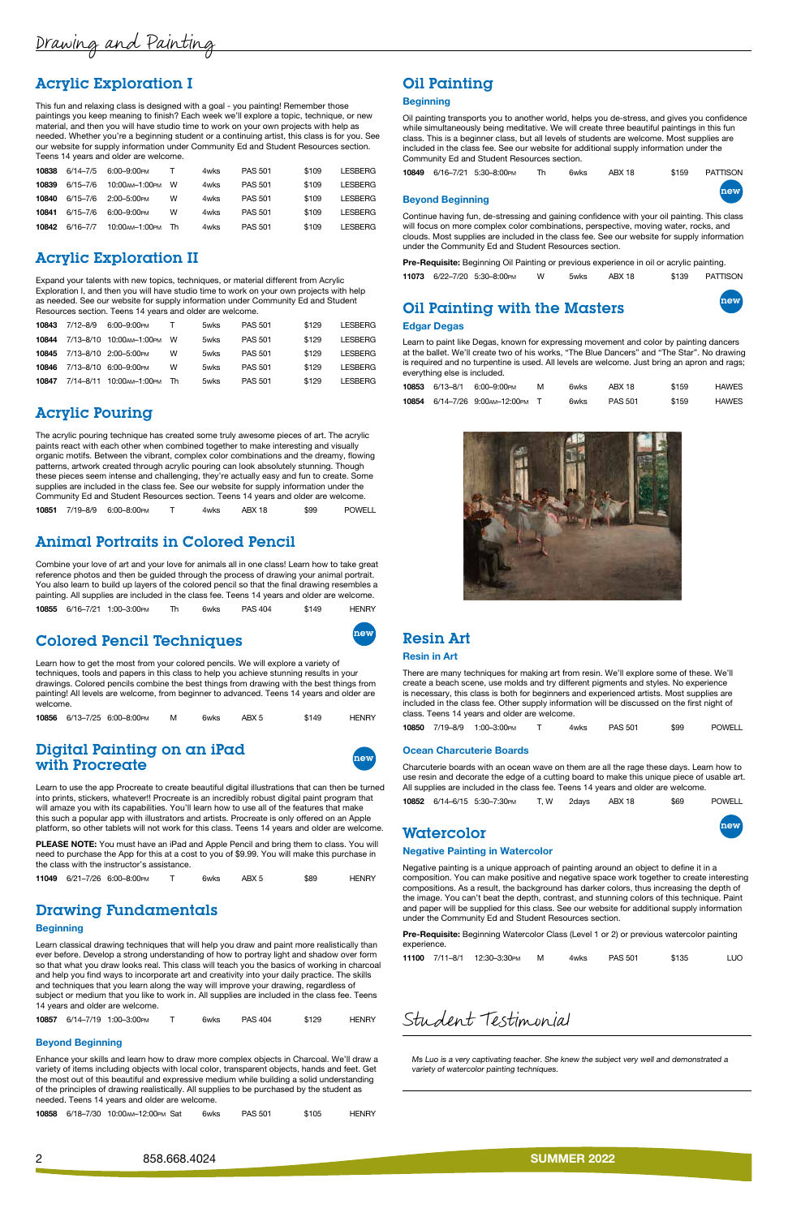# Drawing and Painting

## Acrylic Exploration I

This fun and relaxing class is designed with a goal - you painting! Remember those paintings you keep meaning to finish? Each week we'll explore a topic, technique, or new material, and then you will have studio time to work on your own projects with help as needed. Whether you're a beginning student or a continuing artist, this class is for you. See our website for supply information under Community Ed and Student Resources section. Teens 14 years and older are welcome.

| | | | | | | | |
|---|---|---|---|---|---|---|---|
| **10838** | 6/14–7/5 | 6:00–9:00PM | T | 4wks | PAS 501 | $109 | LESBERG |
| **10839** | 6/15–7/6 | 10:00AM–1:00PM | W | 4wks | PAS 501 | $109 | LESBERG |
| **10840** | 6/15–7/6 | 2:00–5:00PM | W | 4wks | PAS 501 | $109 | LESBERG |
| **10841** | 6/15–7/6 | 6:00–9:00PM | W | 4wks | PAS 501 | $109 | LESBERG |
| **10842** | 6/16–7/7 | 10:00AM–1:00PM | Th | 4wks | PAS 501 | $109 | LESBERG |

## Acrylic Exploration II

Expand your talents with new topics, techniques, or material different from Acrylic Exploration I, and then you will have studio time to work on your own projects with help as needed. See our website for supply information under Community Ed and Student Resources section. Teens 14 years and older are welcome.

| | | | | | | | |
|---|---|---|---|---|---|---|---|
| **10843** | 7/12–8/9 | 6:00–9:00PM | T | 5wks | PAS 501 | $129 | LESBERG |
| **10844** | 7/13–8/10 | 10:00AM–1:00PM | W | 5wks | PAS 501 | $129 | LESBERG |
| **10845** | 7/13–8/10 | 2:00–5:00PM | W | 5wks | PAS 501 | $129 | LESBERG |
| **10846** | 7/13–8/10 | 6:00–9:00PM | W | 5wks | PAS 501 | $129 | LESBERG |
| **10847** | 7/14–8/11 | 10:00AM–1:00PM | Th | 5wks | PAS 501 | $129 | LESBERG |

## Acrylic Pouring

The acrylic pouring technique has created some truly awesome pieces of art. The acrylic paints react with each other when combined together to make interesting and visually organic motifs. Between the vibrant, complex color combinations and the dreamy, flowing patterns, artwork created through acrylic pouring can look absolutely stunning. Though these pieces seem intense and challenging, they're actually easy and fun to create. Some supplies are included in the class fee. See our website for supply information under the Community Ed and Student Resources section. Teens 14 years and older are welcome.

| | | | | | | | |
|---|---|---|---|---|---|---|---|
| **10851** | 7/19–8/9 | 6:00–8:00PM | T | 4wks | ABX 18 | $99 | POWELL |

## Animal Portraits in Colored Pencil

Combine your love of art and your love for animals all in one class! Learn how to take great reference photos and then be guided through the process of drawing your animal portrait. You also learn to build up layers of the colored pencil so that the final drawing resembles a painting. All supplies are included in the class fee. Teens 14 years and older are welcome.

| | | | | | | | |
|---|---|---|---|---|---|---|---|
| **10855** | 6/16–7/21 | 1:00–3:00PM | Th | 6wks | PAS 404 | $149 | HENRY |

## Colored Pencil Techniques

new

Learn how to get the most from your colored pencils. We will explore a variety of techniques, tools and papers in this class to help you achieve stunning results in your drawings. Colored pencils combine the best things from drawing with the best things from painting! All levels are welcome, from beginner to advanced. Teens 14 years and older are welcome.

| | | | | | | | |
|---|---|---|---|---|---|---|---|
| **10856** | 6/13–7/25 | 6:00–8:00PM | M | 6wks | ABX 5 | $149 | HENRY |

## Digital Painting on an iPad with Procreate

new

Learn to use the app Procreate to create beautiful digital illustrations that can then be turned into prints, stickers, whatever!! Procreate is an incredibly robust digital paint program that will amaze you with its capabilities. You'll learn how to use all of the features that make this such a popular app with illustrators and artists. Procreate is only offered on an Apple platform, so other tablets will not work for this class. Teens 14 years and older are welcome.

**PLEASE NOTE:** You must have an iPad and Apple Pencil and bring them to class. You will need to purchase the App for this at a cost to you of $9.99. You will make this purchase in the class with the instructor's assistance.

| | | | | | | | |
|---|---|---|---|---|---|---|---|
| **11049** | 6/21–7/26 | 6:00–8:00PM | T | 6wks | ABX 5 | $89 | HENRY |

## Drawing Fundamentals

### Beginning

Learn classical drawing techniques that will help you draw and paint more realistically than ever before. Develop a strong understanding of how to portray light and shadow over form so that what you draw looks real. This class will teach you the basics of working in charcoal and help you find ways to incorporate art and creativity into your daily practice. The skills and techniques that you learn along the way will improve your drawing, regardless of subject or medium that you like to work in. All supplies are included in the class fee. Teens 14 years and older are welcome.

| | | | | | | | |
|---|---|---|---|---|---|---|---|
| **10857** | 6/14–7/19 | 1:00–3:00PM | T | 6wks | PAS 404 | $129 | HENRY |

### Beyond Beginning

Enhance your skills and learn how to draw more complex objects in Charcoal. We'll draw a variety of items including objects with local color, transparent objects, hands and feet. Get the most out of this beautiful and expressive medium while building a solid understanding of the principles of drawing realistically. All supplies to be purchased by the student as needed. Teens 14 years and older are welcome.

| | | | | | | | |
|---|---|---|---|---|---|---|---|
| **10858** | 6/18–7/30 | 10:00AM–12:00PM | Sat | 6wks | PAS 501 | $105 | HENRY |

## Oil Painting

### Beginning

Oil painting transports you to another world, helps you de-stress, and gives you confidence while simultaneously being meditative. We will create three beautiful paintings in this fun class. This is a beginner class, but all levels of students are welcome. Most supplies are included in the class fee. See our website for additional supply information under the Community Ed and Student Resources section.

| | | | | | | | |
|---|---|---|---|---|---|---|---|
| **10849** | 6/16–7/21 | 5:30–8:00PM | Th | 6wks | ABX 18 | $159 | PATTISON |

### Beyond Beginning

new

Continue having fun, de-stressing and gaining confidence with your oil painting. This class will focus on more complex color combinations, perspective, moving water, rocks, and clouds. Most supplies are included in the class fee. See our website for supply information under the Community Ed and Student Resources section.

**Pre-Requisite:** Beginning Oil Painting or previous experience in oil or acrylic painting.

| | | | | | | | |
|---|---|---|---|---|---|---|---|
| **11073** | 6/22–7/20 | 5:30–8:00PM | W | 5wks | ABX 18 | $139 | PATTISON |

## Oil Painting with the Masters

new

### Edgar Degas

Learn to paint like Degas, known for expressing movement and color by painting dancers at the ballet. We'll create two of his works, "The Blue Dancers" and "The Star". No drawing is required and no turpentine is used. All levels are welcome. Just bring an apron and rags; everything else is included.

| | | | | | | | |
|---|---|---|---|---|---|---|---|
| **10853** | 6/13–8/1 | 6:00–9:00PM | M | 6wks | ABX 18 | $159 | HAWES |
| **10854** | 6/14–7/26 | 9:00AM–12:00PM | T | 6wks | PAS 501 | $159 | HAWES |

## Resin Art

### Resin in Art

There are many techniques for making art from resin. We'll explore some of these. We'll create a beach scene, use molds and try different pigments and styles. No experience is necessary, this class is both for beginners and experienced artists. Most supplies are included in the class fee. Other supply information will be discussed on the first night of class. Teens 14 years and older are welcome.

| | | | | | | | |
|---|---|---|---|---|---|---|---|
| **10850** | 7/19–8/9 | 1:00–3:00PM | T | 4wks | PAS 501 | $99 | POWELL |

### Ocean Charcuterie Boards

Charcuterie boards with an ocean wave on them are all the rage these days. Learn how to use resin and decorate the edge of a cutting board to make this unique piece of usable art. All supplies are included in the class fee. Teens 14 years and older are welcome.

| | | | | | | | |
|---|---|---|---|---|---|---|---|
| **10852** | 6/14–6/15 | 5:30–7:30PM | T, W | 2days | ABX 18 | $69 | POWELL |

## Watercolor

new

### Negative Painting in Watercolor

Negative painting is a unique approach of painting around an object to define it in a composition. You can make positive and negative space work together to create interesting compositions. As a result, the background has darker colors, thus increasing the depth of the image. You can't beat the depth, contrast, and stunning colors of this technique. Paint and paper will be supplied for this class. See our website for additional supply information under the Community Ed and Student Resources section.

**Pre-Requisite:** Beginning Watercolor Class (Level 1 or 2) or previous watercolor painting experience.

| | | | | | | | |
|---|---|---|---|---|---|---|---|
| **11100** | 7/11–8/1 | 12:30–3:30PM | M | 4wks | PAS 501 | $135 | LUO |

## Student Testimonial

*Ms Luo is a very captivating teacher. She knew the subject very well and demonstrated a variety of watercolor painting techniques.*

858.668.4024

SUMMER 2022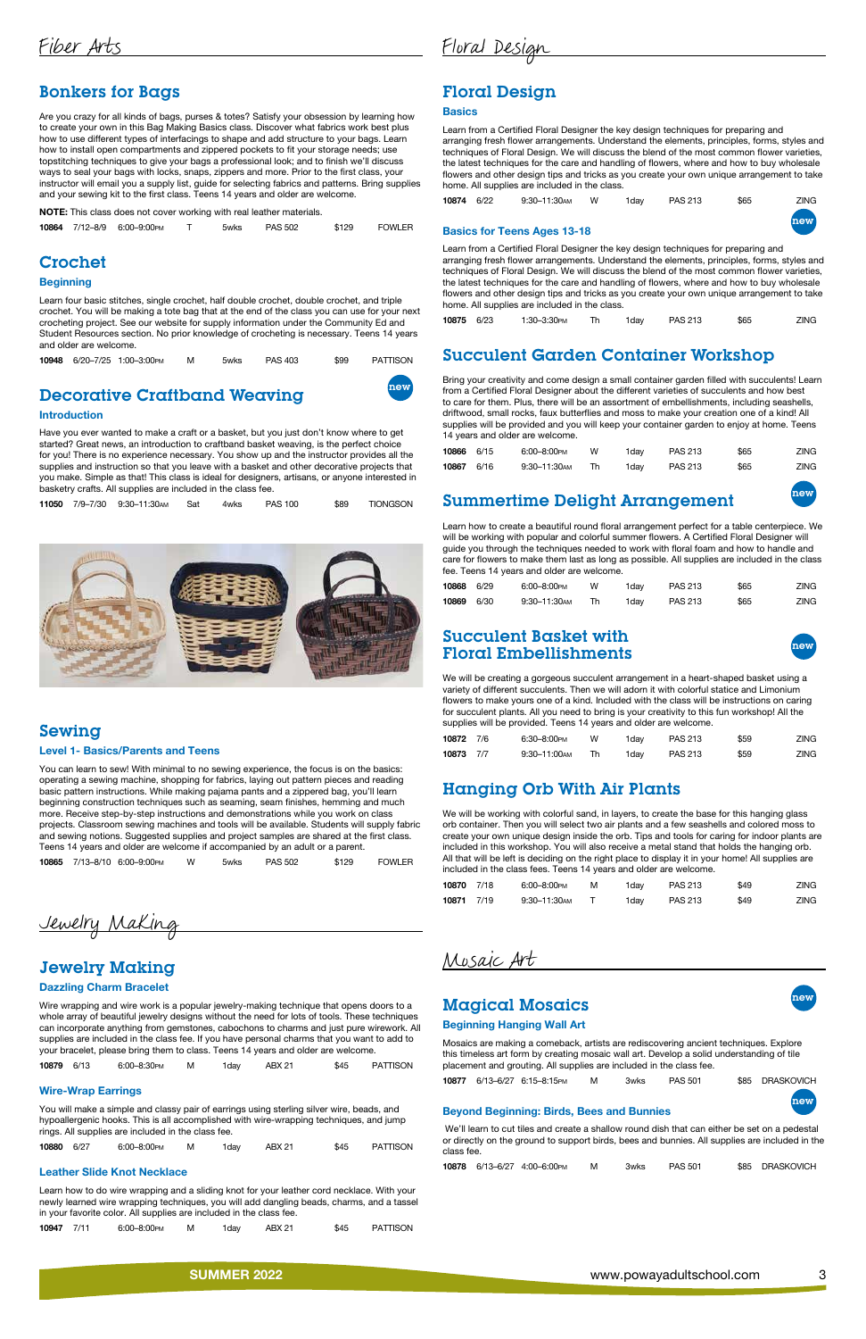# Fiber Arts

## Bonkers for Bags

Are you crazy for all kinds of bags, purses & totes? Satisfy your obsession by learning how to create your own in this Bag Making Basics class. Discover what fabrics work best plus how to use different types of interfacings to shape and add structure to your bags. Learn how to install open compartments and zippered pockets to fit your storage needs; use topstitching techniques to give your bags a professional look; and to finish we'll discuss ways to seal your bags with locks, snaps, zippers and more. Prior to the first class, your instructor will email you a supply list, guide for selecting fabrics and patterns. Bring supplies and your sewing kit to the first class. Teens 14 years and older are welcome.

**NOTE:** This class does not cover working with real leather materials.

| | | | | | | | |
|---|---|---|---|---|---|---|---|
| **10864** | 7/12–8/9 | 6:00–9:00PM | T | 5wks | PAS 502 | $129 | FOWLER |

## Crochet

### Beginning

Learn four basic stitches, single crochet, half double crochet, double crochet, and triple crochet. You will be making a tote bag that at the end of the class you can use for your next crocheting project. See our website for supply information under the Community Ed and Student Resources section. No prior knowledge of crocheting is necessary. Teens 14 years and older are welcome.

| | | | | | | | |
|---|---|---|---|---|---|---|---|
| **10948** | 6/20–7/25 | 1:00–3:00PM | M | 5wks | PAS 403 | $99 | PATTISON |

## Decorative Craftband Weaving

new

### Introduction

Have you ever wanted to make a craft or a basket, but you just don't know where to get started? Great news, an introduction to craftband basket weaving, is the perfect choice for you! There is no experience necessary. You show up and the instructor provides all the supplies and instruction so that you leave with a basket and other decorative projects that you make. Simple as that! This class is ideal for designers, artisans, or anyone interested in basketry crafts. All supplies are included in the class fee.

| | | | | | | | |
|---|---|---|---|---|---|---|---|
| **11050** | 7/9–7/30 | 9:30–11:30AM | Sat | 4wks | PAS 100 | $89 | TIONGSON |

## Sewing

### Level 1- Basics/Parents and Teens

You can learn to sew! With minimal to no sewing experience, the focus is on the basics: operating a sewing machine, shopping for fabrics, laying out pattern pieces and reading basic pattern instructions. While making pajama pants and a zippered bag, you'll learn beginning construction techniques such as seaming, seam finishes, hemming and much more. Receive step-by-step instructions and demonstrations while you work on class projects. Classroom sewing machines and tools will be available. Students will supply fabric and sewing notions. Suggested supplies and project samples are shared at the first class. Teens 14 years and older are welcome if accompanied by an adult or a parent.

| | | | | | | | |
|---|---|---|---|---|---|---|---|
| **10865** | 7/13–8/10 | 6:00–9:00PM | W | 5wks | PAS 502 | $129 | FOWLER |

# Jewelry Making

## Jewelry Making

### Dazzling Charm Bracelet

Wire wrapping and wire work is a popular jewelry-making technique that opens doors to a whole array of beautiful jewelry designs without the need for lots of tools. These techniques can incorporate anything from gemstones, cabochons to charms and just pure wirework. All supplies are included in the class fee. If you have personal charms that you want to add to your bracelet, please bring them to class. Teens 14 years and older are welcome.

| | | | | | | | |
|---|---|---|---|---|---|---|---|
| **10879** | 6/13 | 6:00–8:30PM | M | 1day | ABX 21 | $45 | PATTISON |

### Wire-Wrap Earrings

You will make a simple and classy pair of earrings using sterling silver wire, beads, and hypoallergenic hooks. This is all accomplished with wire-wrapping techniques, and jump rings. All supplies are included in the class fee.

| | | | | | | | |
|---|---|---|---|---|---|---|---|
| **10880** | 6/27 | 6:00–8:00PM | M | 1day | ABX 21 | $45 | PATTISON |

### Leather Slide Knot Necklace

Learn how to do wire wrapping and a sliding knot for your leather cord necklace. With your newly learned wire wrapping techniques, you will add dangling beads, charms, and a tassel in your favorite color. All supplies are included in the class fee.

| | | | | | | | |
|---|---|---|---|---|---|---|---|
| **10947** | 7/11 | 6:00–8:00PM | M | 1day | ABX 21 | $45 | PATTISON |

# Floral Design

## Floral Design

### Basics

Learn from a Certified Floral Designer the key design techniques for preparing and arranging fresh flower arrangements. Understand the elements, principles, forms, styles and techniques of Floral Design. We will discuss the blend of the most common flower varieties, the latest techniques for the care and handling of flowers, where and how to buy wholesale flowers and other design tips and tricks as you create your own unique arrangement to take home. All supplies are included in the class.

| | | | | | | | |
|---|---|---|---|---|---|---|---|
| **10874** | 6/22 | 9:30–11:30AM | W | 1day | PAS 213 | $65 | ZING |

### Basics for Teens Ages 13-18

new

Learn from a Certified Floral Designer the key design techniques for preparing and arranging fresh flower arrangements. Understand the elements, principles, forms, styles and techniques of Floral Design. We will discuss the blend of the most common flower varieties, the latest techniques for the care and handling of flowers, where and how to buy wholesale flowers and other design tips and tricks as you create your own unique arrangement to take home. All supplies are included in the class.

| | | | | | | | |
|---|---|---|---|---|---|---|---|
| **10875** | 6/23 | 1:30–3:30PM | Th | 1day | PAS 213 | $65 | ZING |

## Succulent Garden Container Workshop

Bring your creativity and come design a small container garden filled with succulents! Learn from a Certified Floral Designer about the different varieties of succulents and how best to care for them. Plus, there will be an assortment of embellishments, including seashells, driftwood, small rocks, faux butterflies and moss to make your creation one of a kind! All supplies will be provided and you will keep your container garden to enjoy at home. Teens 14 years and older are welcome.

| | | | | | | | |
|---|---|---|---|---|---|---|---|
| **10866** | 6/15 | 6:00–8:00PM | W | 1day | PAS 213 | $65 | ZING |
| **10867** | 6/16 | 9:30–11:30AM | Th | 1day | PAS 213 | $65 | ZING |

## Summertime Delight Arrangement

new

Learn how to create a beautiful round floral arrangement perfect for a table centerpiece. We will be working with popular and colorful summer flowers. A Certified Floral Designer will guide you through the techniques needed to work with floral foam and how to handle and care for flowers to make them last as long as possible. All supplies are included in the class fee. Teens 14 years and older are welcome.

| | | | | | | | |
|---|---|---|---|---|---|---|---|
| **10868** | 6/29 | 6:00–8:00PM | W | 1day | PAS 213 | $65 | ZING |
| **10869** | 6/30 | 9:30–11:30AM | Th | 1day | PAS 213 | $65 | ZING |

## Succulent Basket with Floral Embellishments

new

We will be creating a gorgeous succulent arrangement in a heart-shaped basket using a variety of different succulents. Then we will adorn it with colorful statice and Limonium flowers to make yours one of a kind. Included with the class will be instructions on caring for succulent plants. All you need to bring is your creativity to this fun workshop! All the supplies will be provided. Teens 14 years and older are welcome.

| | | | | | | | |
|---|---|---|---|---|---|---|---|
| **10872** | 7/6 | 6:30–8:00PM | W | 1day | PAS 213 | $59 | ZING |
| **10873** | 7/7 | 9:30–11:00AM | Th | 1day | PAS 213 | $59 | ZING |

## Hanging Orb With Air Plants

We will be working with colorful sand, in layers, to create the base for this hanging glass orb container. Then you will select two air plants and a few seashells and colored moss to create your own unique design inside the orb. Tips and tools for caring for indoor plants are included in this workshop. You will also receive a metal stand that holds the hanging orb. All that will be left is deciding on the right place to display it in your home! All supplies are included in the class fees. Teens 14 years and older are welcome.

| | | | | | | | |
|---|---|---|---|---|---|---|---|
| **10870** | 7/18 | 6:00–8:00PM | M | 1day | PAS 213 | $49 | ZING |
| **10871** | 7/19 | 9:30–11:30AM | T | 1day | PAS 213 | $49 | ZING |

# Mosaic Art

## Magical Mosaics

new

### Beginning Hanging Wall Art

Mosaics are making a comeback, artists are rediscovering ancient techniques. Explore this timeless art form by creating mosaic wall art. Develop a solid understanding of tile placement and grouting. All supplies are included in the class fee.

| | | | | | | | |
|---|---|---|---|---|---|---|---|
| **10877** | 6/13–6/27 | 6:15–8:15PM | M | 3wks | PAS 501 | $85 | DRASKOVICH |

### Beyond Beginning: Birds, Bees and Bunnies

new

We'll learn to cut tiles and create a shallow round dish that can either be set on a pedestal or directly on the ground to support birds, bees and bunnies. All supplies are included in the class fee.

| | | | | | | | |
|---|---|---|---|---|---|---|---|
| **10878** | 6/13–6/27 | 4:00–6:00PM | M | 3wks | PAS 501 | $85 | DRASKOVICH |

SUMMER 2022 www.powayadultschool.com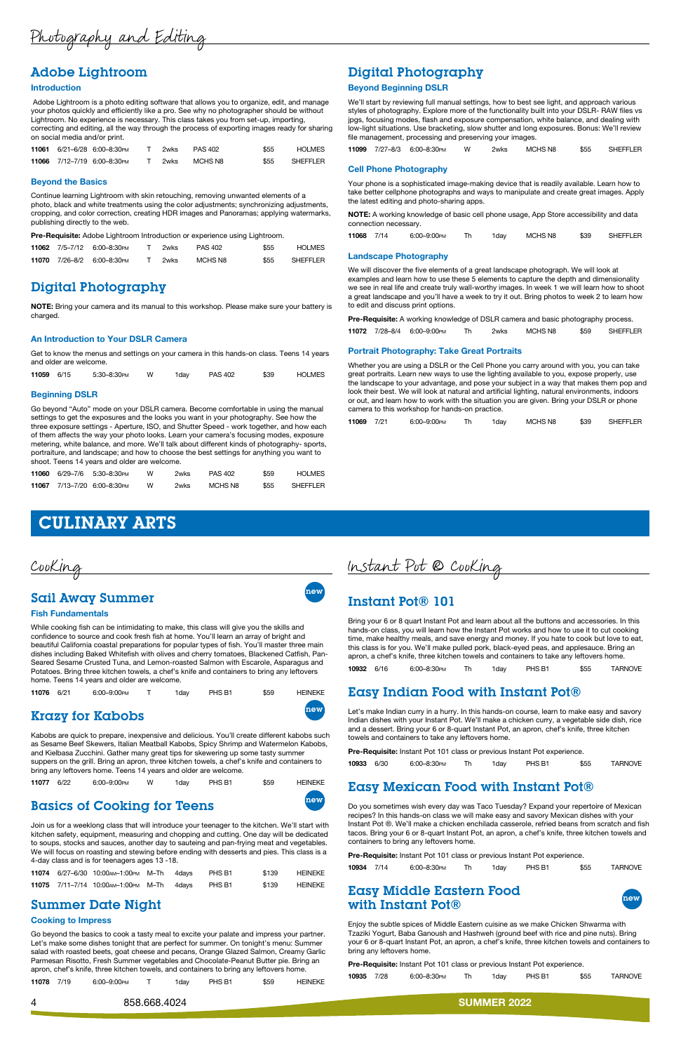# Photography and Editing

## Adobe Lightroom

### Introduction

Adobe Lightroom is a photo editing software that allows you to organize, edit, and manage your photos quickly and efficiently like a pro. See why no photographer should be without Lightroom. No experience is necessary. This class takes you from set-up, importing, correcting and editing, all the way through the process of exporting images ready for sharing on social media and/or print.

| | | | | | | | |
|---|---|---|---|---|---|---|---|
| **11061** | 6/21–6/28 | 6:00–8:30PM | T | 2wks | PAS 402 | $55 | HOLMES |
| **11066** | 7/12–7/19 | 6:00–8:30PM | T | 2wks | MCHS N8 | $55 | SHEFFLER |

### Beyond the Basics

Continue learning Lightroom with skin retouching, removing unwanted elements of a photo, black and white treatments using the color adjustments; synchronizing adjustments, cropping, and color correction, creating HDR images and Panoramas; applying watermarks, publishing directly to the web.

**Pre-Requisite:** Adobe Lightroom Introduction or experience using Lightroom.

| | | | | | | | |
|---|---|---|---|---|---|---|---|
| **11062** | 7/5–7/12 | 6:00–8:30PM | T | 2wks | PAS 402 | $55 | HOLMES |
| **11070** | 7/26–8/2 | 6:00–8:30PM | T | 2wks | MCHS N8 | $55 | SHEFFLER |

## Digital Photography

**NOTE:** Bring your camera and its manual to this workshop. Please make sure your battery is charged.

### An Introduction to Your DSLR Camera

Get to know the menus and settings on your camera in this hands-on class. Teens 14 years and older are welcome.

| | | | | | | | |
|---|---|---|---|---|---|---|---|
| **11059** | 6/15 | 5:30–8:30PM | W | 1day | PAS 402 | $39 | HOLMES |

### Beginning DSLR

Go beyond "Auto" mode on your DSLR camera. Become comfortable in using the manual settings to get the exposures and the looks you want in your photography. See how the three exposure settings - Aperture, ISO, and Shutter Speed - work together, and how each of them affects the way your photo looks. Learn your camera's focusing modes, exposure metering, white balance, and more. We'll talk about different kinds of photography- sports, portraiture, and landscape; and how to choose the best settings for anything you want to shoot. Teens 14 years and older are welcome.

| | | | | | | | |
|---|---|---|---|---|---|---|---|
| **11060** | 6/29–7/6 | 5:30–8:30PM | W | 2wks | PAS 402 | $59 | HOLMES |
| **11067** | 7/13–7/20 | 6:00–8:30PM | W | 2wks | MCHS N8 | $55 | SHEFFLER |

## Digital Photography

### Beyond Beginning DSLR

We'll start by reviewing full manual settings, how to best see light, and approach various styles of photography. Explore more of the functionality built into your DSLR- RAW files vs jpgs, focusing modes, flash and exposure compensation, white balance, and dealing with low-light situations. Use bracketing, slow shutter and long exposures. Bonus: We'll review file management, processing and preserving your images.

| | | | | | | | |
|---|---|---|---|---|---|---|---|
| **11099** | 7/27–8/3 | 6:00–8:30PM | W | 2wks | MCHS N8 | $55 | SHEFFLER |

### Cell Phone Photography

Your phone is a sophisticated image-making device that is readily available. Learn how to take better cellphone photographs and ways to manipulate and create great images. Apply the latest editing and photo-sharing apps.

**NOTE:** A working knowledge of basic cell phone usage, App Store accessibility and data connection necessary.

| | | | | | | | |
|---|---|---|---|---|---|---|---|
| **11068** | 7/14 | 6:00–9:00PM | Th | 1day | MCHS N8 | $39 | SHEFFLER |

### Landscape Photography

We will discover the five elements of a great landscape photograph. We will look at examples and learn how to use these 5 elements to capture the depth and dimensionality we see in real life and create truly wall-worthy images. In week 1 we will learn how to shoot a great landscape and you'll have a week to try it out. Bring photos to week 2 to learn how to edit and discuss print options.

**Pre-Requisite:** A working knowledge of DSLR camera and basic photography process.

| | | | | | | | |
|---|---|---|---|---|---|---|---|
| **11072** | 7/28–8/4 | 6:00–9:00PM | Th | 2wks | MCHS N8 | $59 | SHEFFLER |

### Portrait Photography: Take Great Portraits

Whether you are using a DSLR or the Cell Phone you carry around with you, you can take great portraits. Learn new ways to use the lighting available to you, expose properly, use the landscape to your advantage, and pose your subject in a way that makes them pop and look their best. We will look at natural and artificial lighting, natural environments, indoors or out, and learn how to work with the situation you are given. Bring your DSLR or phone camera to this workshop for hands-on practice.

| | | | | | | | |
|---|---|---|---|---|---|---|---|
| **11069** | 7/21 | 6:00–9:00PM | Th | 1day | MCHS N8 | $39 | SHEFFLER |

# CULINARY ARTS

# Cooking

## Sail Away Summer *(new)*

### Fish Fundamentals

While cooking fish can be intimidating to make, this class will give you the skills and confidence to source and cook fresh fish at home. You'll learn an array of bright and beautiful California coastal preparations for popular types of fish. You'll master three main dishes including Baked Whitefish with olives and cherry tomatoes, Blackened Catfish, Pan-Seared Sesame Crusted Tuna, and Lemon-roasted Salmon with Escarole, Asparagus and Potatoes. Bring three kitchen towels, a chef's knife and containers to bring any leftovers home. Teens 14 years and older are welcome.

| | | | | | | | |
|---|---|---|---|---|---|---|---|
| **11076** | 6/21 | 6:00–9:00PM | T | 1day | PHS B1 | $59 | HEINEKE |

## Krazy for Kabobs *(new)*

Kabobs are quick to prepare, inexpensive and delicious. You'll create different kabobs such as Sesame Beef Skewers, Italian Meatball Kabobs, Spicy Shrimp and Watermelon Kabobs, and Kielbasa Zucchini. Gather many great tips for skewering up some tasty summer suppers on the grill. Bring an apron, three kitchen towels, a chef's knife and containers to bring any leftovers home. Teens 14 years and older are welcome.

| | | | | | | | |
|---|---|---|---|---|---|---|---|
| **11077** | 6/22 | 6:00–9:00PM | W | 1day | PHS B1 | $59 | HEINEKE |

## Basics of Cooking for Teens *(new)*

Join us for a weeklong class that will introduce your teenager to the kitchen. We'll start with kitchen safety, equipment, measuring and chopping and cutting. One day will be dedicated to soups, stocks and sauces, another day to sauteing and pan-frying meat and vegetables. We will focus on roasting and stewing before ending with desserts and pies. This class is a 4-day class and is for teenagers ages 13 -18.

| | | | | | | | |
|---|---|---|---|---|---|---|---|
| **11074** | 6/27–6/30 | 10:00AM–1:00PM | M–Th | 4days | PHS B1 | $139 | HEINEKE |
| **11075** | 7/11–7/14 | 10:00AM–1:00PM | M–Th | 4days | PHS B1 | $139 | HEINEKE |

## Summer Date Night

### Cooking to Impress

Go beyond the basics to cook a tasty meal to excite your palate and impress your partner. Let's make some dishes tonight that are perfect for summer. On tonight's menu: Summer salad with roasted beets, goat cheese and pecans, Orange Glazed Salmon, Creamy Garlic Parmesan Risotto, Fresh Summer vegetables and Chocolate-Peanut Butter pie. Bring an apron, chef's knife, three kitchen towels, and containers to bring any leftovers home.

| | | | | | | | |
|---|---|---|---|---|---|---|---|
| **11078** | 7/19 | 6:00–9:00PM | T | 1day | PHS B1 | $59 | HEINEKE |

# Instant Pot® Cooking

## Instant Pot® 101

Bring your 6 or 8 quart Instant Pot and learn about all the buttons and accessories. In this hands-on class, you will learn how the Instant Pot works and how to use it to cut cooking time, make healthy meals, and save energy and money. If you hate to cook but love to eat, this class is for you. We'll make pulled pork, black-eyed peas, and applesauce. Bring an apron, a chef's knife, three kitchen towels and containers to take any leftovers home.

| | | | | | | | |
|---|---|---|---|---|---|---|---|
| **10932** | 6/16 | 6:00–8:30PM | Th | 1day | PHS B1 | $55 | TARNOVE |

## Easy Indian Food with Instant Pot®

Let's make Indian curry in a hurry. In this hands-on course, learn to make easy and savory Indian dishes with your Instant Pot. We'll make a chicken curry, a vegetable side dish, rice and a dessert. Bring your 6 or 8-quart Instant Pot, an apron, a chef's knife, three kitchen towels and containers to take any leftovers home.

**Pre-Requisite:** Instant Pot 101 class or previous Instant Pot experience.

| | | | | | | | |
|---|---|---|---|---|---|---|---|
| **10933** | 6/30 | 6:00–8:30PM | Th | 1day | PHS B1 | $55 | TARNOVE |

## Easy Mexican Food with Instant Pot®

Do you sometimes wish every day was Taco Tuesday? Expand your repertoire of Mexican recipes? In this hands-on class we will make easy and savory Mexican dishes with your Instant Pot ®. We'll make a chicken enchilada casserole, refried beans from scratch and fish tacos. Bring your 6 or 8-quart Instant Pot, an apron, a chef's knife, three kitchen towels and containers to bring any leftovers home.

**Pre-Requisite:** Instant Pot 101 class or previous Instant Pot experience.

| | | | | | | | |
|---|---|---|---|---|---|---|---|
| **10934** | 7/14 | 6:00–8:30PM | Th | 1day | PHS B1 | $55 | TARNOVE |

## Easy Middle Eastern Food with Instant Pot® *(new)*

Enjoy the subtle spices of Middle Eastern cuisine as we make Chicken Shwarma with Tzaziki Yogurt, Baba Ganoush and Hashweh (ground beef with rice and pine nuts). Bring your 6 or 8-quart Instant Pot, an apron, a chef's knife, three kitchen towels and containers to bring any leftovers home.

**Pre-Requisite:** Instant Pot 101 class or previous Instant Pot experience.

| | | | | | | | |
|---|---|---|---|---|---|---|---|
| **10935** | 7/28 | 6:00–8:30PM | Th | 1day | PHS B1 | $55 | TARNOVE |

858.668.4024

SUMMER 2022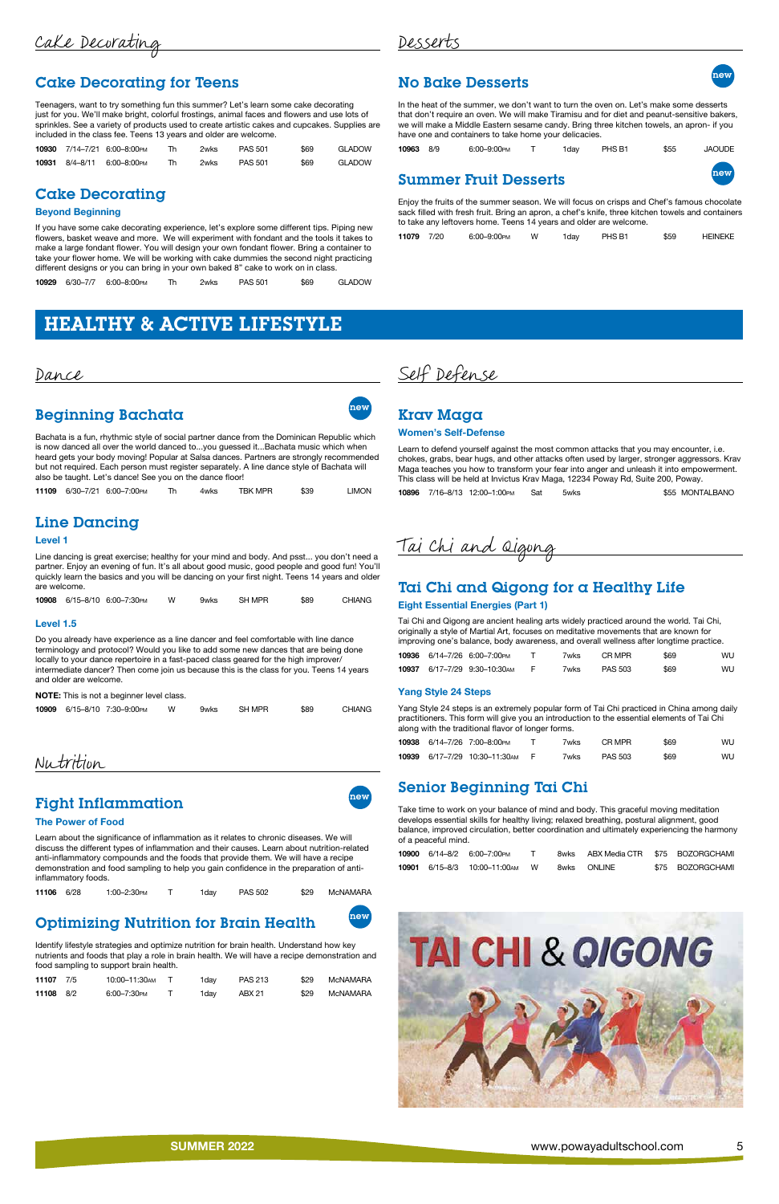## Cake Decorating

### Cake Decorating for Teens

Teenagers, want to try something fun this summer? Let's learn some cake decorating just for you. We'll make bright, colorful frostings, animal faces and flowers and use lots of sprinkles. See a variety of products used to create artistic cakes and cupcakes. Supplies are included in the class fee. Teens 13 years and older are welcome.

| | | | | | | | |
|---|---|---|---|---|---|---|---|
| **10930** | 7/14–7/21 | 6:00–8:00PM | Th | 2wks | PAS 501 | $69 | GLADOW |
| **10931** | 8/4–8/11 | 6:00–8:00PM | Th | 2wks | PAS 501 | $69 | GLADOW |

### Cake Decorating

**Beyond Beginning**

If you have some cake decorating experience, let's explore some different tips. Piping new flowers, basket weave and more. We will experiment with fondant and the tools it takes to make a large fondant flower. You will design your own fondant flower. Bring a container to take your flower home. We will be working with cake dummies the second night practicing different designs or you can bring in your own baked 8" cake to work on in class.

| | | | | | | | |
|---|---|---|---|---|---|---|---|
| **10929** | 6/30–7/7 | 6:00–8:00PM | Th | 2wks | PAS 501 | $69 | GLADOW |

## Desserts

### No Bake Desserts (new)

In the heat of the summer, we don't want to turn the oven on. Let's make some desserts that don't require an oven. We will make Tiramisu and for diet and peanut-sensitive bakers, we will make a Middle Eastern sesame candy. Bring three kitchen towels, an apron- if you have one and containers to take home your delicacies.

| | | | | | | | |
|---|---|---|---|---|---|---|---|
| **10963** | 8/9 | 6:00–9:00PM | T | 1day | PHS B1 | $55 | JAOUDE |

### Summer Fruit Desserts (new)

Enjoy the fruits of the summer season. We will focus on crisps and Chef's famous chocolate sack filled with fresh fruit. Bring an apron, a chef's knife, three kitchen towels and containers to take any leftovers home. Teens 14 years and older are welcome.

| | | | | | | | |
|---|---|---|---|---|---|---|---|
| **11079** | 7/20 | 6:00–9:00PM | W | 1day | PHS B1 | $59 | HEINEKE |

# HEALTHY & ACTIVE LIFESTYLE

## Dance

### Beginning Bachata (new)

Bachata is a fun, rhythmic style of social partner dance from the Dominican Republic which is now danced all over the world danced to...you guessed it...Bachata music which when heard gets your body moving! Popular at Salsa dances. Partners are strongly recommended but not required. Each person must register separately. A line dance style of Bachata will also be taught. Let's dance! See you on the dance floor!

| | | | | | | | |
|---|---|---|---|---|---|---|---|
| **11109** | 6/30–7/21 | 6:00–7:00PM | Th | 4wks | TBK MPR | $39 | LIMON |

### Line Dancing

**Level 1**

Line dancing is great exercise; healthy for your mind and body. And psst... you don't need a partner. Enjoy an evening of fun. It's all about good music, good people and good fun! You'll quickly learn the basics and you will be dancing on your first night. Teens 14 years and older are welcome.

| | | | | | | | |
|---|---|---|---|---|---|---|---|
| **10908** | 6/15–8/10 | 6:00–7:30PM | W | 9wks | SH MPR | $89 | CHIANG |

**Level 1.5**

Do you already have experience as a line dancer and feel comfortable with line dance terminology and protocol? Would you like to add some new dances that are being done locally to your dance repertoire in a fast-paced class geared for the high improver/intermediate dancer? Then come join us because this is the class for you. Teens 14 years and older are welcome.

**NOTE:** This is not a beginner level class.

| | | | | | | | |
|---|---|---|---|---|---|---|---|
| **10909** | 6/15–8/10 | 7:30–9:00PM | W | 9wks | SH MPR | $89 | CHIANG |

## Nutrition

### Fight Inflammation (new)

**The Power of Food**

Learn about the significance of inflammation as it relates to chronic diseases. We will discuss the different types of inflammation and their causes. Learn about nutrition-related anti-inflammatory compounds and the foods that provide them. We will have a recipe demonstration and food sampling to help you gain confidence in the preparation of anti-inflammatory foods.

| | | | | | | | |
|---|---|---|---|---|---|---|---|
| **11106** | 6/28 | 1:00–2:30PM | T | 1day | PAS 502 | $29 | McNAMARA |

### Optimizing Nutrition for Brain Health (new)

Identify lifestyle strategies and optimize nutrition for brain health. Understand how key nutrients and foods that play a role in brain health. We will have a recipe demonstration and food sampling to support brain health.

| | | | | | | | |
|---|---|---|---|---|---|---|---|
| **11107** | 7/5 | 10:00–11:30AM | T | 1day | PAS 213 | $29 | McNAMARA |
| **11108** | 8/2 | 6:00–7:30PM | T | 1day | ABX 21 | $29 | McNAMARA |

## Self Defense

### Krav Maga

**Women's Self-Defense**

Learn to defend yourself against the most common attacks that you may encounter, i.e. chokes, grabs, bear hugs, and other attacks often used by larger, stronger aggressors. Krav Maga teaches you how to transform your fear into anger and unleash it into empowerment. This class will be held at Invictus Krav Maga, 12234 Poway Rd, Suite 200, Poway.

| | | | | | | |
|---|---|---|---|---|---|---|
| **10896** | 7/16–8/13 | 12:00–1:00PM | Sat | 5wks | $55 | MONTALBANO |

## Tai Chi and Qigong

### Tai Chi and Qigong for a Healthy Life

**Eight Essential Energies (Part 1)**

Tai Chi and Qigong are ancient healing arts widely practiced around the world. Tai Chi, originally a style of Martial Art, focuses on meditative movements that are known for improving one's balance, body awareness, and overall wellness after longtime practice.

| | | | | | | | |
|---|---|---|---|---|---|---|---|
| **10936** | 6/14–7/26 | 6:00–7:00PM | T | 7wks | CR MPR | $69 | WU |
| **10937** | 6/17–7/29 | 9:30–10:30AM | F | 7wks | PAS 503 | $69 | WU |

**Yang Style 24 Steps**

Yang Style 24 steps is an extremely popular form of Tai Chi practiced in China among daily practitioners. This form will give you an introduction to the essential elements of Tai Chi along with the traditional flavor of longer forms.

| | | | | | | | |
|---|---|---|---|---|---|---|---|
| **10938** | 6/14–7/26 | 7:00–8:00PM | T | 7wks | CR MPR | $69 | WU |
| **10939** | 6/17–7/29 | 10:30–11:30AM | F | 7wks | PAS 503 | $69 | WU |

### Senior Beginning Tai Chi

Take time to work on your balance of mind and body. This graceful moving meditation develops essential skills for healthy living; relaxed breathing, postural alignment, good balance, improved circulation, better coordination and ultimately experiencing the harmony of a peaceful mind.

| | | | | | | | |
|---|---|---|---|---|---|---|---|
| **10900** | 6/14–8/2 | 6:00–7:00PM | T | 8wks | ABX Media CTR | $75 | BOZORGCHAMI |
| **10901** | 6/15–8/3 | 10:00–11:00AM | W | 8wks | ONLINE | $75 | BOZORGCHAMI |

TAI CHI & QIGONG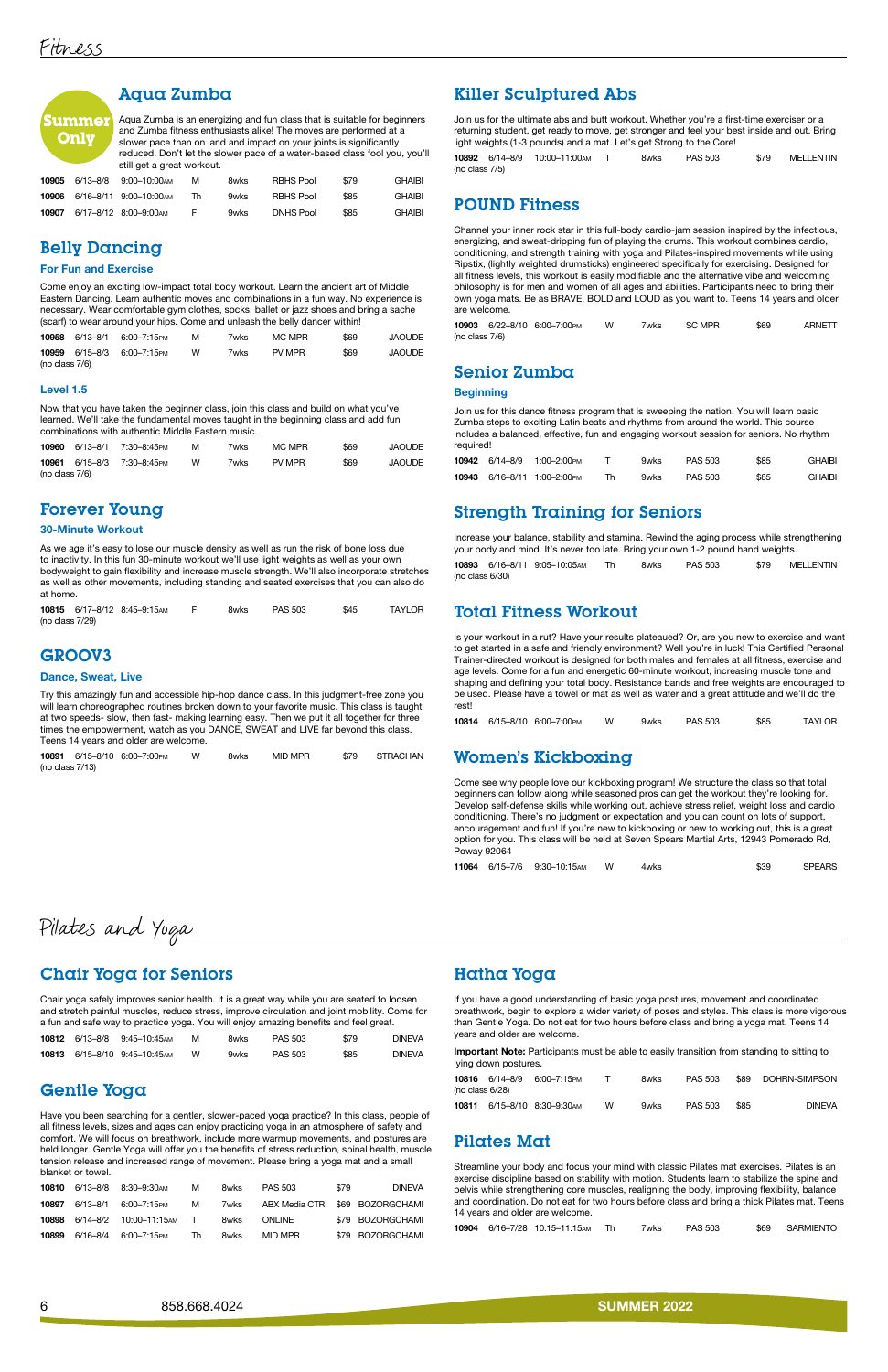# Fitness

## Aqua Zumba

**Summer Only**

Aqua Zumba is an energizing and fun class that is suitable for beginners and Zumba fitness enthusiasts alike! The moves are performed at a slower pace than on land and impact on your joints is significantly reduced. Don't let the slower pace of a water-based class fool you, you'll still get a great workout.

| | | | | | | | |
|---|---|---|---|---|---|---|---|
| **10905** | 6/13–8/8 | 9:00–10:00AM | M | 8wks | RBHS Pool | $79 | GHAIBI |
| **10906** | 6/16–8/11 | 9:00–10:00AM | Th | 9wks | RBHS Pool | $85 | GHAIBI |
| **10907** | 6/17–8/12 | 8:00–9:00AM | F | 9wks | DNHS Pool | $85 | GHAIBI |

## Belly Dancing

### For Fun and Exercise

Come enjoy an exciting low-impact total body workout. Learn the ancient art of Middle Eastern Dancing. Learn authentic moves and combinations in a fun way. No experience is necessary. Wear comfortable gym clothes, socks, ballet or jazz shoes and bring a sache (scarf) to wear around your hips. Come and unleash the belly dancer within!

| | | | | | | | |
|---|---|---|---|---|---|---|---|
| **10958** | 6/13–8/1 | 6:00–7:15PM | M | 7wks | MC MPR | $69 | JAOUDE |
| **10959** (no class 7/6) | 6/15–8/3 | 6:00–7:15PM | W | 7wks | PV MPR | $69 | JAOUDE |

### Level 1.5

Now that you have taken the beginner class, join this class and build on what you've learned. We'll take the fundamental moves taught in the beginning class and add fun combinations with authentic Middle Eastern music.

| | | | | | | | |
|---|---|---|---|---|---|---|---|
| **10960** | 6/13–8/1 | 7:30–8:45PM | M | 7wks | MC MPR | $69 | JAOUDE |
| **10961** (no class 7/6) | 6/15–8/3 | 7:30–8:45PM | W | 7wks | PV MPR | $69 | JAOUDE |

## Forever Young

### 30-Minute Workout

As we age it's easy to lose our muscle density as well as run the risk of bone loss due to inactivity. In this fun 30-minute workout we'll use light weights as well as your own bodyweight to gain flexibility and increase muscle strength. We'll also incorporate stretches as well as other movements, including standing and seated exercises that you can also do at home.

| | | | | | | | |
|---|---|---|---|---|---|---|---|
| **10815** (no class 7/29) | 6/17–8/12 | 8:45–9:15AM | F | 8wks | PAS 503 | $45 | TAYLOR |

## GROOV3

### Dance, Sweat, Live

Try this amazingly fun and accessible hip-hop dance class. In this judgment-free zone you will learn choreographed routines broken down to your favorite music. This class is taught at two speeds- slow, then fast- making learning easy. Then we put it all together for three times the empowerment, watch as you DANCE, SWEAT and LIVE far beyond this class. Teens 14 years and older are welcome.

| | | | | | | | |
|---|---|---|---|---|---|---|---|
| **10891** (no class 7/13) | 6/15–8/10 | 6:00–7:00PM | W | 8wks | MID MPR | $79 | STRACHAN |

## Killer Sculptured Abs

Join us for the ultimate abs and butt workout. Whether you're a first-time exerciser or a returning student, get ready to move, get stronger and feel your best inside and out. Bring light weights (1-3 pounds) and a mat. Let's get Strong to the Core!

| | | | | | | | |
|---|---|---|---|---|---|---|---|
| **10892** (no class 7/5) | 6/14–8/9 | 10:00–11:00AM | T | 8wks | PAS 503 | $79 | MELLENTIN |

## POUND Fitness

Channel your inner rock star in this full-body cardio-jam session inspired by the infectious, energizing, and sweat-dripping fun of playing the drums. This workout combines cardio, conditioning, and strength training with yoga and Pilates-inspired movements while using Ripstix, (lightly weighted drumsticks) engineered specifically for exercising. Designed for all fitness levels, this workout is easily modifiable and the alternative vibe and welcoming philosophy is for men and women of all ages and abilities. Participants need to bring their own yoga mats. Be as BRAVE, BOLD and LOUD as you want to. Teens 14 years and older are welcome.

| | | | | | | | |
|---|---|---|---|---|---|---|---|
| **10903** (no class 7/6) | 6/22–8/10 | 6:00–7:00PM | W | 7wks | SC MPR | $69 | ARNETT |

## Senior Zumba

### Beginning

Join us for this dance fitness program that is sweeping the nation. You will learn basic Zumba steps to exciting Latin beats and rhythms from around the world. This course includes a balanced, effective, fun and engaging workout session for seniors. No rhythm required!

| | | | | | | | |
|---|---|---|---|---|---|---|---|
| **10942** | 6/14–8/9 | 1:00–2:00PM | T | 9wks | PAS 503 | $85 | GHAIBI |
| **10943** | 6/16–8/11 | 1:00–2:00PM | Th | 9wks | PAS 503 | $85 | GHAIBI |

## Strength Training for Seniors

Increase your balance, stability and stamina. Rewind the aging process while strengthening your body and mind. It's never too late. Bring your own 1-2 pound hand weights.

| | | | | | | | |
|---|---|---|---|---|---|---|---|
| **10893** (no class 6/30) | 6/16–8/11 | 9:05–10:05AM | Th | 8wks | PAS 503 | $79 | MELLENTIN |

## Total Fitness Workout

Is your workout in a rut? Have your results plateaued? Or, are you new to exercise and want to get started in a safe and friendly environment? Well you're in luck! This Certified Personal Trainer-directed workout is designed for both males and females at all fitness, exercise and age levels. Come for a fun and energetic 60-minute workout, increasing muscle tone and shaping and defining your total body. Resistance bands and free weights are encouraged to be used. Please have a towel or mat as well as water and a great attitude and we'll do the rest!

| | | | | | | | |
|---|---|---|---|---|---|---|---|
| **10814** | 6/15–8/10 | 6:00–7:00PM | W | 9wks | PAS 503 | $85 | TAYLOR |

## Women's Kickboxing

Come see why people love our kickboxing program! We structure the class so that total beginners can follow along while seasoned pros can get the workout they're looking for. Develop self-defense skills while working out, achieve stress relief, weight loss and cardio conditioning. There's no judgment or expectation and you can count on lots of support, encouragement and fun! If you're new to kickboxing or new to working out, this is a great option for you. This class will be held at Seven Spears Martial Arts, 12943 Pomerado Rd, Poway 92064

| | | | | | | | |
|---|---|---|---|---|---|---|---|
| **11064** | 6/15–7/6 | 9:30–10:15AM | W | 4wks | | $39 | SPEARS |

# Pilates and Yoga

## Chair Yoga for Seniors

Chair yoga safely improves senior health. It is a great way while you are seated to loosen and stretch painful muscles, reduce stress, improve circulation and joint mobility. Come for a fun and safe way to practice yoga. You will enjoy amazing benefits and feel great.

| | | | | | | | |
|---|---|---|---|---|---|---|---|
| **10812** | 6/13–8/8 | 9:45–10:45AM | M | 8wks | PAS 503 | $79 | DINEVA |
| **10813** | 6/15–8/10 | 9:45–10:45AM | W | 9wks | PAS 503 | $85 | DINEVA |

## Gentle Yoga

Have you been searching for a gentler, slower-paced yoga practice? In this class, people of all fitness levels, sizes and ages can enjoy practicing yoga in an atmosphere of safety and comfort. We will focus on breathwork, include more warmup movements, and postures are held longer. Gentle Yoga will offer you the benefits of stress reduction, spinal health, muscle tension release and increased range of movement. Please bring a yoga mat and a small blanket or towel.

| | | | | | | | |
|---|---|---|---|---|---|---|---|
| **10810** | 6/13–8/8 | 8:30–9:30AM | M | 8wks | PAS 503 | $79 | DINEVA |
| **10897** | 6/13–8/1 | 6:00–7:15PM | M | 7wks | ABX Media CTR | $69 | BOZORGCHAMI |
| **10898** | 6/14–8/2 | 10:00–11:15AM | T | 8wks | ONLINE | $79 | BOZORGCHAMI |
| **10899** | 6/16–8/4 | 6:00–7:15PM | Th | 8wks | MID MPR | $79 | BOZORGCHAMI |

## Hatha Yoga

If you have a good understanding of basic yoga postures, movement and coordinated breathwork, begin to explore a wider variety of poses and styles. This class is more vigorous than Gentle Yoga. Do not eat for two hours before class and bring a yoga mat. Teens 14 years and older are welcome.

**Important Note:** Participants must be able to easily transition from standing to sitting to lying down postures.

| | | | | | | | |
|---|---|---|---|---|---|---|---|
| **10816** (no class 6/28) | 6/14–8/9 | 6:00–7:15PM | T | 8wks | PAS 503 | $89 | DOHRN-SIMPSON |
| **10811** | 6/15–8/10 | 8:30–9:30AM | W | 9wks | PAS 503 | $85 | DINEVA |

## Pilates Mat

Streamline your body and focus your mind with classic Pilates mat exercises. Pilates is an exercise discipline based on stability with motion. Students learn to stabilize the spine and pelvis while strengthening core muscles, realigning the body, improving flexibility, balance and coordination. Do not eat for two hours before class and bring a thick Pilates mat. Teens 14 years and older are welcome.

| | | | | | | | |
|---|---|---|---|---|---|---|---|
| **10904** | 6/16–7/28 | 10:15–11:15AM | Th | 7wks | PAS 503 | $69 | SARMIENTO |

858.668.4024 SUMMER 2022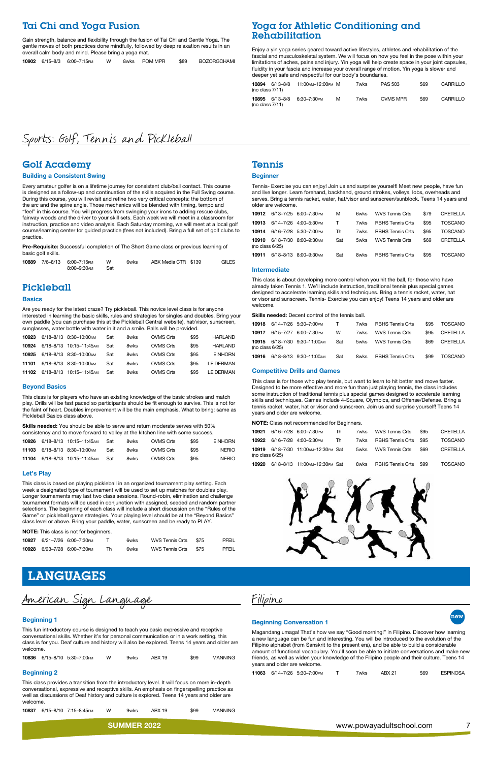## Tai Chi and Yoga Fusion

Gain strength, balance and flexibility through the fusion of Tai Chi and Gentle Yoga. The gentle moves of both practices done mindfully, followed by deep relaxation results in an overall calm body and mind. Please bring a yoga mat.

| | | | | | | | |
|---|---|---|---|---|---|---|---|
| **10902** | 6/15–8/3 | 6:00–7:15PM | W | 8wks | POM MPR | $89 | BOZORGCHAMI |

## Yoga for Athletic Conditioning and Rehabilitation

Enjoy a yin yoga series geared toward active lifestyles, athletes and rehabilitation of the fascial and musculoskeletal system. We will focus on how you feel in the pose within your limitations of aches, pains and injury. Yin yoga will help create space in your joint capsules, fluidity in your fascia and increase your overall range of motion. Yin yoga is slower and deeper yet safe and respectful for our body's boundaries.

| | | | | | | | |
|---|---|---|---|---|---|---|---|
| **10894** (no class 7/11) | 6/13–8/8 | 11:00AM–12:00PM | M | 7wks | PAS 503 | $69 | CARRILLO |
| **10895** (no class 7/11) | 6/13–8/8 | 6:30–7:30PM | M | 7wks | OVMS MPR | $69 | CARRILLO |

# Sports: Golf, Tennis and Pickleball

## Golf Academy

### Building a Consistent Swing

Every amateur golfer is on a lifetime journey for consistent club/ball contact. This course is designed as a follow-up and continuation of the skills acquired in the Full Swing course. During this course, you will revisit and refine two very critical concepts: the bottom of the arc and the spine angle. Those mechanics will be blended with timing, tempo and "feel" in this course. You will progress from swinging your irons to adding rescue clubs, fairway woods and the driver to your skill sets. Each week we will meet in a classroom for instruction, practice and video analysis. Each Saturday morning, we will meet at a local golf course/learning center for guided practice (fees not included). Bring a full set of golf clubs to practice.

**Pre-Requisite:** Successful completion of The Short Game class or previous learning of basic golf skills.

| | | | | | | | |
|---|---|---|---|---|---|---|---|
| **10889** | 7/6–8/13 | 6:00–7:15PM<br>8:00–9:30AM | W<br>Sat | 6wks | ABX Media CTR | $139 | GILES |

## Pickleball

### Basics

Are you ready for the latest craze? Try pickleball. This novice level class is for anyone interested in learning the basic skills, rules and strategies for singles and doubles. Bring your own paddle (you can purchase this at the Pickleball Central website), hat/visor, sunscreen, sunglasses, water bottle with water in it and a smile. Balls will be provided.

| | | | | | | | |
|---|---|---|---|---|---|---|---|
| **10923** | 6/18–8/13 | 8:30–10:00AM | Sat | 8wks | OVMS Crts | $95 | HARLAND |
| **10924** | 6/18–8/13 | 10:15–11:45AM | Sat | 8wks | OVMS Crts | $95 | HARLAND |
| **10925** | 6/18–8/13 | 8:30–10:00AM | Sat | 8wks | OVMS Crts | $95 | EINHORN |
| **11101** | 6/18–8/13 | 8:30–10:00AM | Sat | 8wks | OVMS Crts | $95 | LEIDERMAN |
| **11102** | 6/18–8/13 | 10:15–11:45AM | Sat | 8wks | OVMS Crts | $95 | LEIDERMAN |

### Beyond Basics

This class is for players who have an existing knowledge of the basic strokes and match play. Drills will be fast paced so participants should be fit enough to survive. This is not for the faint of heart. Doubles improvement will be the main emphasis. What to bring: same as Pickleball Basics class above.

**Skills needed:** You should be able to serve and return moderate serves with 50% consistency and to move forward to volley at the kitchen line with some success.

| | | | | | | | |
|---|---|---|---|---|---|---|---|
| **10926** | 6/18–8/13 | 10:15–11:45AM | Sat | 8wks | OVMS Crts | $95 | EINHORN |
| **11103** | 6/18–8/13 | 8:30–10:00AM | Sat | 8wks | OVMS Crts | $95 | NERIO |
| **11104** | 6/18–8/13 | 10:15–11:45AM | Sat | 8wks | OVMS Crts | $95 | NERIO |

### Let's Play

This class is based on playing pickleball in an organized tournament play setting. Each week a designated type of tournament will be used to set up matches for doubles play. Longer tournaments may last two class sessions. Round-robin, elimination and challenge tournament formats will be used in conjunction with assigned, seeded and random partner selections. The beginning of each class will include a short discussion on the "Rules of the Game" or pickleball game strategies. Your playing level should be at the "Beyond Basics" class level or above. Bring your paddle, water, sunscreen and be ready to PLAY.

**NOTE:** This class is not for beginners.

| | | | | | | | |
|---|---|---|---|---|---|---|---|
| **10927** | 6/21–7/26 | 6:00–7:30PM | T | 6wks | WVS Tennis Crts | $75 | PFEIL |
| **10928** | 6/23–7/28 | 6:00–7:30PM | Th | 6wks | WVS Tennis Crts | $75 | PFEIL |

## Tennis

### Beginner

Tennis- Exercise you can enjoy! Join us and surprise yourself! Meet new people, have fun and live longer. Learn forehand, backhand, ground strokes, volleys, lobs, overheads and serves. Bring a tennis racket, water, hat/visor and sunscreen/sunblock. Teens 14 years and older are welcome.

| | | | | | | | |
|---|---|---|---|---|---|---|---|
| **10912** | 6/13–7/25 | 6:00–7:30PM | M | 6wks | WVS Tennis Crts | $79 | CRETELLA |
| **10913** | 6/14–7/26 | 4:00–5:30PM | T | 7wks | RBHS Tennis Crts | $95 | TOSCANO |
| **10914** | 6/16–7/28 | 5:30–7:00PM | Th | 7wks | RBHS Tennis Crts | $95 | TOSCANO |
| **10910** (no class 6/25) | 6/18–7/30 | 8:00–9:30AM | Sat | 5wks | WVS Tennis Crts | $69 | CRETELLA |
| **10911** | 6/18–8/13 | 8:00–9:30AM | Sat | 8wks | RBHS Tennis Crts | $95 | TOSCANO |

### Intermediate

This class is about developing more control when you hit the ball, for those who have already taken Tennis 1. We'll include instruction, traditional tennis plus special games designed to accelerate learning skills and techniques. Bring a tennis racket, water, hat or visor and sunscreen. Tennis- Exercise you can enjoy! Teens 14 years and older are welcome.

**Skills needed:** Decent control of the tennis ball.

| | | | | | | | |
|---|---|---|---|---|---|---|---|
| **10918** | 6/14–7/26 | 5:30–7:00PM | T | 7wks | RBHS Tennis Crts | $95 | TOSCANO |
| **10917** | 6/15–7/27 | 6:00–7:30PM | W | 7wks | WVS Tennis Crts | $95 | CRETELLA |
| **10915** (no class 6/25) | 6/18–7/30 | 9:30–11:00AM | Sat | 5wks | WVS Tennis Crts | $69 | CRETELLA |
| **10916** | 6/18–8/13 | 9:30–11:00AM | Sat | 8wks | RBHS Tennis Crts | $99 | TOSCANO |

### Competitive Drills and Games

This class is for those who play tennis, but want to learn to hit better and move faster. Designed to be more effective and more fun than just playing tennis, the class includes some instruction of traditional tennis plus special games designed to accelerate learning skills and techniques. Games include 4-Square, Olympics, and Offense/Defense. Bring a tennis racket, water, hat or visor and sunscreen. Join us and surprise yourself! Teens 14 years and older are welcome.

**NOTE:** Class not recommended for Beginners.

| | | | | | | | |
|---|---|---|---|---|---|---|---|
| **10921** | 6/16–7/28 | 6:00–7:30PM | Th | 7wks | WVS Tennis Crts | $95 | CRETELLA |
| **10922** | 6/16–7/28 | 4:00–5:30PM | Th | 7wks | RBHS Tennis Crts | $95 | TOSCANO |
| **10919** (no class 6/25) | 6/18–7/30 | 11:00AM–12:30PM | Sat | 5wks | WVS Tennis Crts | $69 | CRETELLA |
| **10920** | 6/18–8/13 | 11:00AM–12:30PM | Sat | 8wks | RBHS Tennis Crts | $99 | TOSCANO |

# LANGUAGES

## American Sign Language

### Beginning 1

This fun introductory course is designed to teach you basic expressive and receptive conversational skills. Whether it's for personal communication or in a work setting, this class is for you. Deaf culture and history will also be explored. Teens 14 years and older are welcome.

| | | | | | | | |
|---|---|---|---|---|---|---|---|
| **10836** | 6/15–8/10 | 5:30–7:00PM | W | 9wks | ABX 19 | $99 | MANNING |

### Beginning 2

This class provides a transition from the introductory level. It will focus on more in-depth conversational, expressive and receptive skills. An emphasis on fingerspelling practice as well as discussions of Deaf history and culture is explored. Teens 14 years and older are welcome.

| | | | | | | | |
|---|---|---|---|---|---|---|---|
| **10837** | 6/15–8/10 | 7:15–8:45PM | W | 9wks | ABX 19 | $99 | MANNING |

## Filipino

### Beginning Conversation 1

new

Magandang umaga! That's how we say "Good morning!" in Filipino. Discover how learning a new language can be fun and interesting. You will be introduced to the evolution of the Filipino alphabet (from Sanskrit to the present era), and be able to build a considerable amount of functional vocabulary. You'll soon be able to initiate conversations and make new friends, as well as widen your knowledge of the Filipino people and their culture. Teens 14 years and older are welcome.

| | | | | | | | |
|---|---|---|---|---|---|---|---|
| **11063** | 6/14–7/26 | 5:30–7:00PM | T | 7wks | ABX 21 | $69 | ESPINOSA |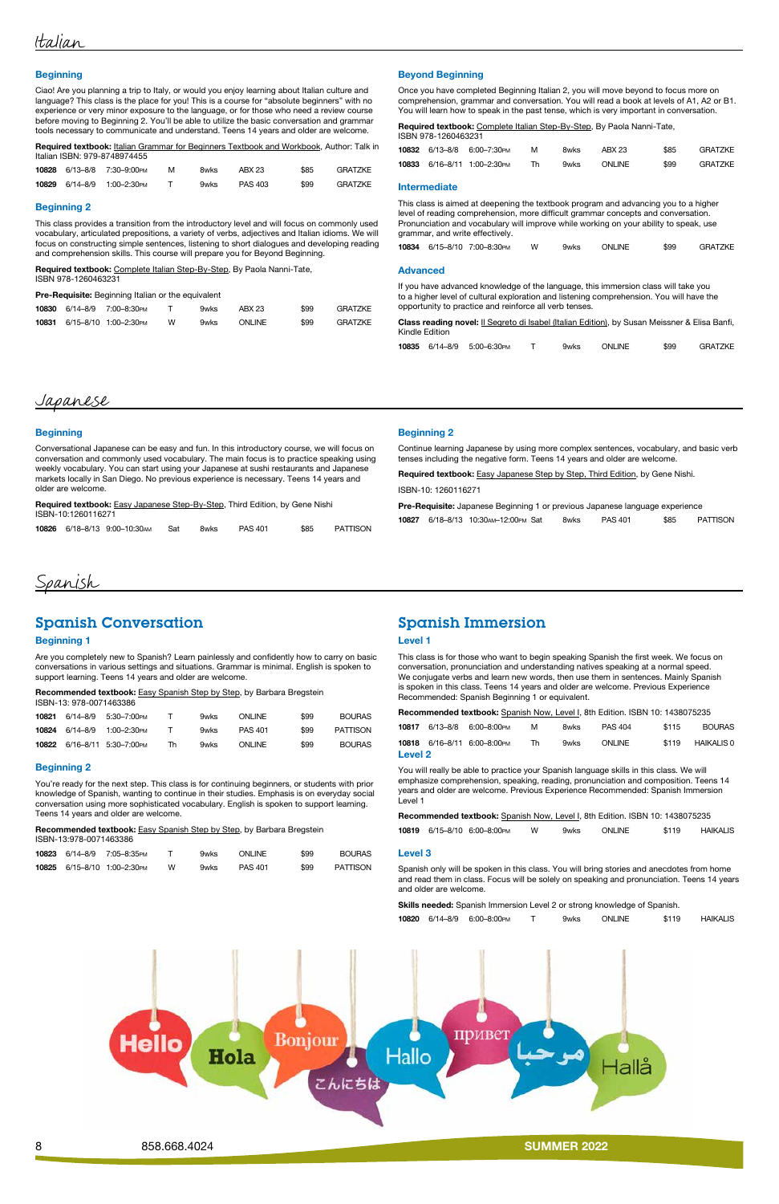# Italian

## Beginning

Ciao! Are you planning a trip to Italy, or would you enjoy learning about Italian culture and language? This class is the place for you! This is a course for "absolute beginners" with no experience or very minor exposure to the language, or for those who need a review course before moving to Beginning 2. You'll be able to utilize the basic conversation and grammar tools necessary to communicate and understand. Teens 14 years and older are welcome.

**Required textbook:** Italian Grammar for Beginners Textbook and Workbook, Author: Talk in Italian ISBN: 979-8748974455

| | | | | | | | |
|---|---|---|---|---|---|---|---|
| 10828 | 6/13–8/8 | 7:30–9:00PM | M | 8wks | ABX 23 | $85 | GRATZKE |
| 10829 | 6/14–8/9 | 1:00–2:30PM | T | 9wks | PAS 403 | $99 | GRATZKE |

## Beginning 2

This class provides a transition from the introductory level and will focus on commonly used vocabulary, articulated prepositions, a variety of verbs, adjectives and Italian idioms. We will focus on constructing simple sentences, listening to short dialogues and developing reading and comprehension skills. This course will prepare you for Beyond Beginning.

**Required textbook:** Complete Italian Step-By-Step, By Paola Nanni-Tate, ISBN 978-1260463231

**Pre-Requisite:** Beginning Italian or the equivalent

| | | | | | | | |
|---|---|---|---|---|---|---|---|
| 10830 | 6/14–8/9 | 7:00–8:30PM | T | 9wks | ABX 23 | $99 | GRATZKE |
| 10831 | 6/15–8/10 | 1:00–2:30PM | W | 9wks | ONLINE | $99 | GRATZKE |

## Beyond Beginning

Once you have completed Beginning Italian 2, you will move beyond to focus more on comprehension, grammar and conversation. You will read a book at levels of A1, A2 or B1. You will learn how to speak in the past tense, which is very important in conversation.

**Required textbook:** Complete Italian Step-By-Step, By Paola Nanni-Tate, ISBN 978-1260463231

| | | | | | | | |
|---|---|---|---|---|---|---|---|
| 10832 | 6/13–8/8 | 6:00–7:30PM | M | 8wks | ABX 23 | $85 | GRATZKE |
| 10833 | 6/16–8/11 | 1:00–2:30PM | Th | 9wks | ONLINE | $99 | GRATZKE |

## Intermediate

This class is aimed at deepening the textbook program and advancing you to a higher level of reading comprehension, more difficult grammar concepts and conversation. Pronunciation and vocabulary will improve while working on your ability to speak, use grammar, and write effectively.

| | | | | | | | |
|---|---|---|---|---|---|---|---|
| 10834 | 6/15–8/10 | 7:00–8:30PM | W | 9wks | ONLINE | $99 | GRATZKE |

## Advanced

If you have advanced knowledge of the language, this immersion class will take you to a higher level of cultural exploration and listening comprehension. You will have the opportunity to practice and reinforce all verb tenses.

**Class reading novel:** Il Segreto di Isabel (Italian Edition), by Susan Meissner & Elisa Banfi, Kindle Edition

| | | | | | | | |
|---|---|---|---|---|---|---|---|
| 10835 | 6/14–8/9 | 5:00–6:30PM | T | 9wks | ONLINE | $99 | GRATZKE |

# Japanese

## Beginning

Conversational Japanese can be easy and fun. In this introductory course, we will focus on conversation and commonly used vocabulary. The main focus is to practice speaking using weekly vocabulary. You can start using your Japanese at sushi restaurants and Japanese markets locally in San Diego. No previous experience is necessary. Teens 14 years and older are welcome.

**Required textbook:** Easy Japanese Step-By-Step, Third Edition, by Gene Nishi ISBN-10:1260116271

| | | | | | | | |
|---|---|---|---|---|---|---|---|
| 10826 | 6/18–8/13 | 9:00–10:30AM | Sat | 8wks | PAS 401 | $85 | PATTISON |

## Beginning 2

Continue learning Japanese by using more complex sentences, vocabulary, and basic verb tenses including the negative form. Teens 14 years and older are welcome.

**Required textbook:** Easy Japanese Step by Step, Third Edition, by Gene Nishi.

ISBN-10: 1260116271

**Pre-Requisite:** Japanese Beginning 1 or previous Japanese language experience

| | | | | | | | |
|---|---|---|---|---|---|---|---|
| 10827 | 6/18–8/13 | 10:30AM–12:00PM | Sat | 8wks | PAS 401 | $85 | PATTISON |

# Spanish

## Spanish Conversation

### Beginning 1

Are you completely new to Spanish? Learn painlessly and confidently how to carry on basic conversations in various settings and situations. Grammar is minimal. English is spoken to support learning. Teens 14 years and older are welcome.

**Recommended textbook:** Easy Spanish Step by Step, by Barbara Bregstein ISBN-13: 978-0071463386

| | | | | | | | |
|---|---|---|---|---|---|---|---|
| 10821 | 6/14–8/9 | 5:30–7:00PM | T | 9wks | ONLINE | $99 | BOURAS |
| 10824 | 6/14–8/9 | 1:00–2:30PM | T | 9wks | PAS 401 | $99 | PATTISON |
| 10822 | 6/16–8/11 | 5:30–7:00PM | Th | 9wks | ONLINE | $99 | BOURAS |

### Beginning 2

You're ready for the next step. This class is for continuing beginners, or students with prior knowledge of Spanish, wanting to continue in their studies. Emphasis is on everyday social conversation using more sophisticated vocabulary. English is spoken to support learning. Teens 14 years and older are welcome.

**Recommended textbook:** Easy Spanish Step by Step, by Barbara Bregstein ISBN-13:978-0071463386

| | | | | | | | |
|---|---|---|---|---|---|---|---|
| 10823 | 6/14–8/9 | 7:05–8:35PM | T | 9wks | ONLINE | $99 | BOURAS |
| 10825 | 6/15–8/10 | 1:00–2:30PM | W | 9wks | PAS 401 | $99 | PATTISON |

## Spanish Immersion

### Level 1

This class is for those who want to begin speaking Spanish the first week. We focus on conversation, pronunciation and understanding natives speaking at a normal speed. We conjugate verbs and learn new words, then use them in sentences. Mainly Spanish is spoken in this class. Teens 14 years and older are welcome. Previous Experience Recommended: Spanish Beginning 1 or equivalent.

**Recommended textbook:** Spanish Now, Level I, 8th Edition. ISBN 10: 1438075235

| | | | | | | | |
|---|---|---|---|---|---|---|---|
| 10817 | 6/13–8/8 | 6:00–8:00PM | M | 8wks | PAS 404 | $115 | BOURAS |
| 10818 | 6/16–8/11 | 6:00–8:00PM | Th | 9wks | ONLINE | $119 | HAIKALIS 0 |

### Level 2

You will really be able to practice your Spanish language skills in this class. We will emphasize comprehension, speaking, reading, pronunciation and composition. Teens 14 years and older are welcome. Previous Experience Recommended: Spanish Immersion Level 1

**Recommended textbook:** Spanish Now, Level I, 8th Edition. ISBN 10: 1438075235

| | | | | | | | |
|---|---|---|---|---|---|---|---|
| 10819 | 6/15–8/10 | 6:00–8:00PM | W | 9wks | ONLINE | $119 | HAIKALIS |

### Level 3

Spanish only will be spoken in this class. You will bring stories and anecdotes from home and read them in class. Focus will be solely on speaking and pronunciation. Teens 14 years and older are welcome.

**Skills needed:** Spanish Immersion Level 2 or strong knowledge of Spanish.

| | | | | | | | |
|---|---|---|---|---|---|---|---|
| 10820 | 6/14–8/9 | 6:00–8:00PM | T | 9wks | ONLINE | $119 | HAIKALIS |

Hello · Hola · Bonjour · こんにちは · Hallo · привет · مرحبا · Hallå

858.668.4024 SUMMER 2022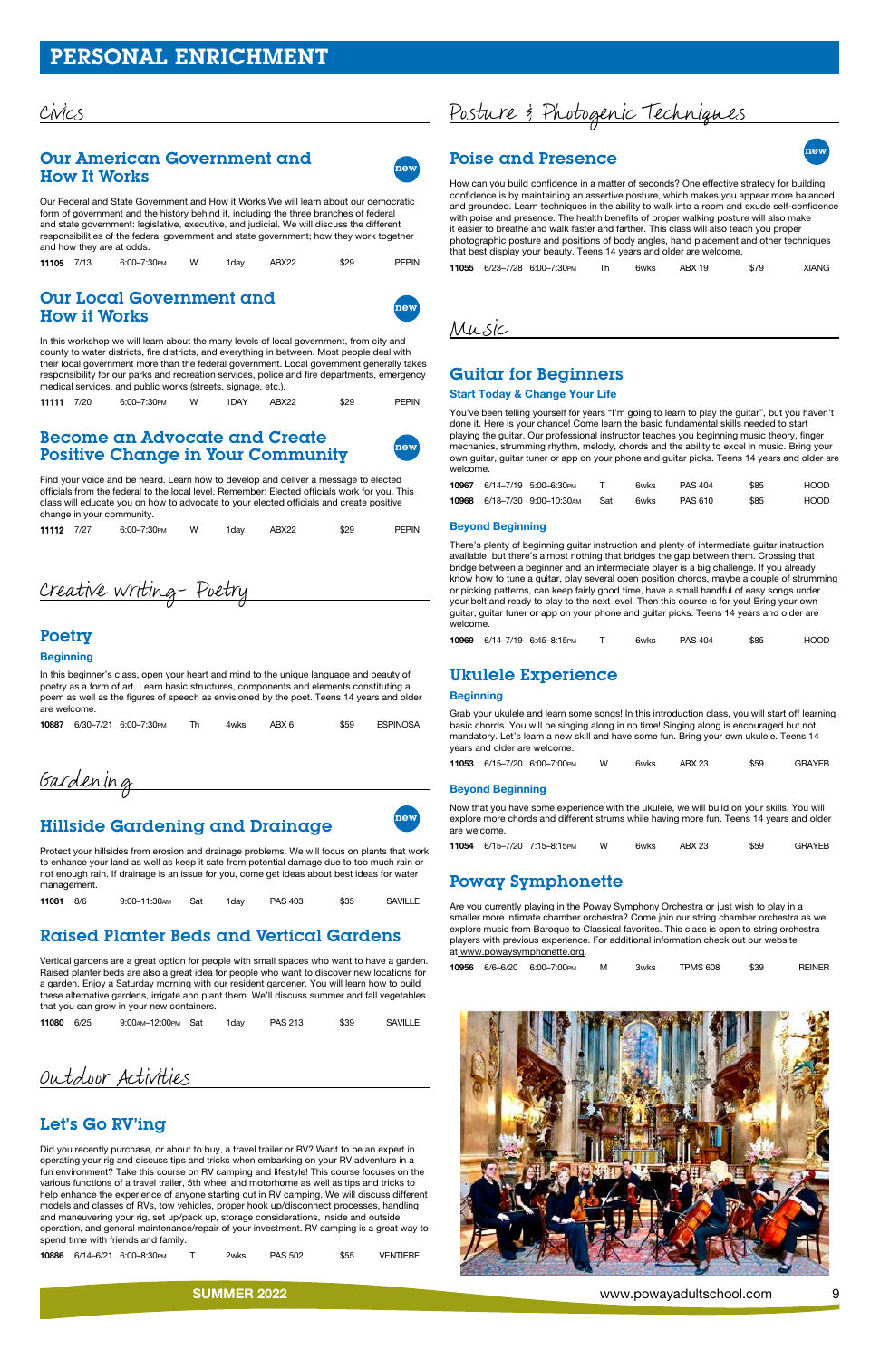# PERSONAL ENRICHMENT

## Civics

### Our American Government and How It Works

new

Our Federal and State Government and How it Works We will learn about our democratic form of government and the history behind it, including the three branches of federal and state government: legislative, executive, and judicial. We will discuss the different responsibilities of the federal government and state government; how they work together and how they are at odds.

| 11105 | 7/13 | 6:00–7:30PM | W | 1day | ABX22 | $29 | PEPIN |
|---|---|---|---|---|---|---|---|

### Our Local Government and How it Works

new

In this workshop we will learn about the many levels of local government, from city and county to water districts, fire districts, and everything in between. Most people deal with their local government more than the federal government. Local government generally takes responsibility for our parks and recreation services, police and fire departments, emergency medical services, and public works (streets, signage, etc.).

| 11111 | 7/20 | 6:00–7:30PM | W | 1DAY | ABX22 | $29 | PEPIN |
|---|---|---|---|---|---|---|---|

### Become an Advocate and Create Positive Change in Your Community

new

Find your voice and be heard. Learn how to develop and deliver a message to elected officials from the federal to the local level. Remember: Elected officials work for you. This class will educate you on how to advocate to your elected officials and create positive change in your community.

| 11112 | 7/27 | 6:00–7:30PM | W | 1day | ABX22 | $29 | PEPIN |
|---|---|---|---|---|---|---|---|

## Creative writing- Poetry

### Poetry

**Beginning**

In this beginner's class, open your heart and mind to the unique language and beauty of poetry as a form of art. Learn basic structures, components and elements constituting a poem as well as the figures of speech as envisioned by the poet. Teens 14 years and older are welcome.

| 10887 | 6/30–7/21 | 6:00–7:30PM | Th | 4wks | ABX 6 | $59 | ESPINOSA |
|---|---|---|---|---|---|---|---|

## Gardening

### Hillside Gardening and Drainage

new

Protect your hillsides from erosion and drainage problems. We will focus on plants that work to enhance your land as well as keep it safe from potential damage due to too much rain or not enough rain. If drainage is an issue for you, come get ideas about best ideas for water management.

| 11081 | 8/6 | 9:00–11:30AM | Sat | 1day | PAS 403 | $35 | SAVILLE |
|---|---|---|---|---|---|---|---|

### Raised Planter Beds and Vertical Gardens

Vertical gardens are a great option for people with small spaces who want to have a garden. Raised planter beds are also a great idea for people who want to discover new locations for a garden. Enjoy a Saturday morning with our resident gardener. You will learn how to build these alternative gardens, irrigate and plant them. We'll discuss summer and fall vegetables that you can grow in your new containers.

| 11080 | 6/25 | 9:00AM–12:00PM | Sat | 1day | PAS 213 | $39 | SAVILLE |
|---|---|---|---|---|---|---|---|

## Outdoor Activities

### Let's Go RV'ing

Did you recently purchase, or about to buy, a travel trailer or RV? Want to be an expert in operating your rig and discuss tips and tricks when embarking on your RV adventure in a fun environment? Take this course on RV camping and lifestyle! This course focuses on the various functions of a travel trailer, 5th wheel and motorhome as well as tips and tricks to help enhance the experience of anyone starting out in RV camping. We will discuss different models and classes of RVs, tow vehicles, proper hook up/disconnect processes, handling and maneuvering your rig, set up/pack up, storage considerations, inside and outside operation, and general maintenance/repair of your investment. RV camping is a great way to spend time with friends and family.

| 10886 | 6/14–6/21 | 6:00–8:30PM | T | 2wks | PAS 502 | $55 | VENTIERE |
|---|---|---|---|---|---|---|---|

## Posture & Photogenic Techniques

### Poise and Presence

new

How can you build confidence in a matter of seconds? One effective strategy for building confidence is by maintaining an assertive posture, which makes you appear more balanced and grounded. Learn techniques in the ability to walk into a room and exude self-confidence with poise and presence. The health benefits of proper walking posture will also make it easier to breathe and walk faster and farther. This class will also teach you proper photographic posture and positions of body angles, hand placement and other techniques that best display your beauty. Teens 14 years and older are welcome.

| 11055 | 6/23–7/28 | 6:00–7:30PM | Th | 6wks | ABX 19 | $79 | XIANG |
|---|---|---|---|---|---|---|---|

## Music

### Guitar for Beginners

**Start Today & Change Your Life**

You've been telling yourself for years "I'm going to learn to play the guitar", but you haven't done it. Here is your chance! Come learn the basic fundamental skills needed to start playing the guitar. Our professional instructor teaches you beginning music theory, finger mechanics, strumming rhythm, melody, chords and the ability to excel in music. Bring your own guitar, guitar tuner or app on your phone and guitar picks. Teens 14 years and older are welcome.

| 10967 | 6/14–7/19 | 5:00–6:30PM | T | 6wks | PAS 404 | $85 | HOOD |
|---|---|---|---|---|---|---|---|
| 10968 | 6/18–7/30 | 9:00–10:30AM | Sat | 6wks | PAS 610 | $85 | HOOD |

**Beyond Beginning**

There's plenty of beginning guitar instruction and plenty of intermediate guitar instruction available, but there's almost nothing that bridges the gap between them. Crossing that bridge between a beginner and an intermediate player is a big challenge. If you already know how to tune a guitar, play several open position chords, maybe a couple of strumming or picking patterns, can keep fairly good time, have a small handful of easy songs under your belt and ready to play to the next level. Then this course is for you! Bring your own guitar, guitar tuner or app on your phone and guitar picks. Teens 14 years and older are welcome.

| 10969 | 6/14–7/19 | 6:45–8:15PM | T | 6wks | PAS 404 | $85 | HOOD |
|---|---|---|---|---|---|---|---|

### Ukulele Experience

**Beginning**

Grab your ukulele and learn some songs! In this introduction class, you will start off learning basic chords. You will be singing along in no time! Singing along is encouraged but not mandatory. Let's learn a new skill and have some fun. Bring your own ukulele. Teens 14 years and older are welcome.

| 11053 | 6/15–7/20 | 6:00–7:00PM | W | 6wks | ABX 23 | $59 | GRAYEB |
|---|---|---|---|---|---|---|---|

**Beyond Beginning**

Now that you have some experience with the ukulele, we will build on your skills. You will explore more chords and different strums while having more fun. Teens 14 years and older are welcome.

| 11054 | 6/15–7/20 | 7:15–8:15PM | W | 6wks | ABX 23 | $59 | GRAYEB |
|---|---|---|---|---|---|---|---|

### Poway Symphonette

Are you currently playing in the Poway Symphony Orchestra or just wish to play in a smaller more intimate chamber orchestra? Come join our string chamber orchestra as we explore music from Baroque to Classical favorites. This class is open to string orchestra players with previous experience. For additional information check out our website at www.powaysymphonette.org.

| 10956 | 6/6–6/20 | 6:00–7:00PM | M | 3wks | TPMS 608 | $39 | REINER |
|---|---|---|---|---|---|---|---|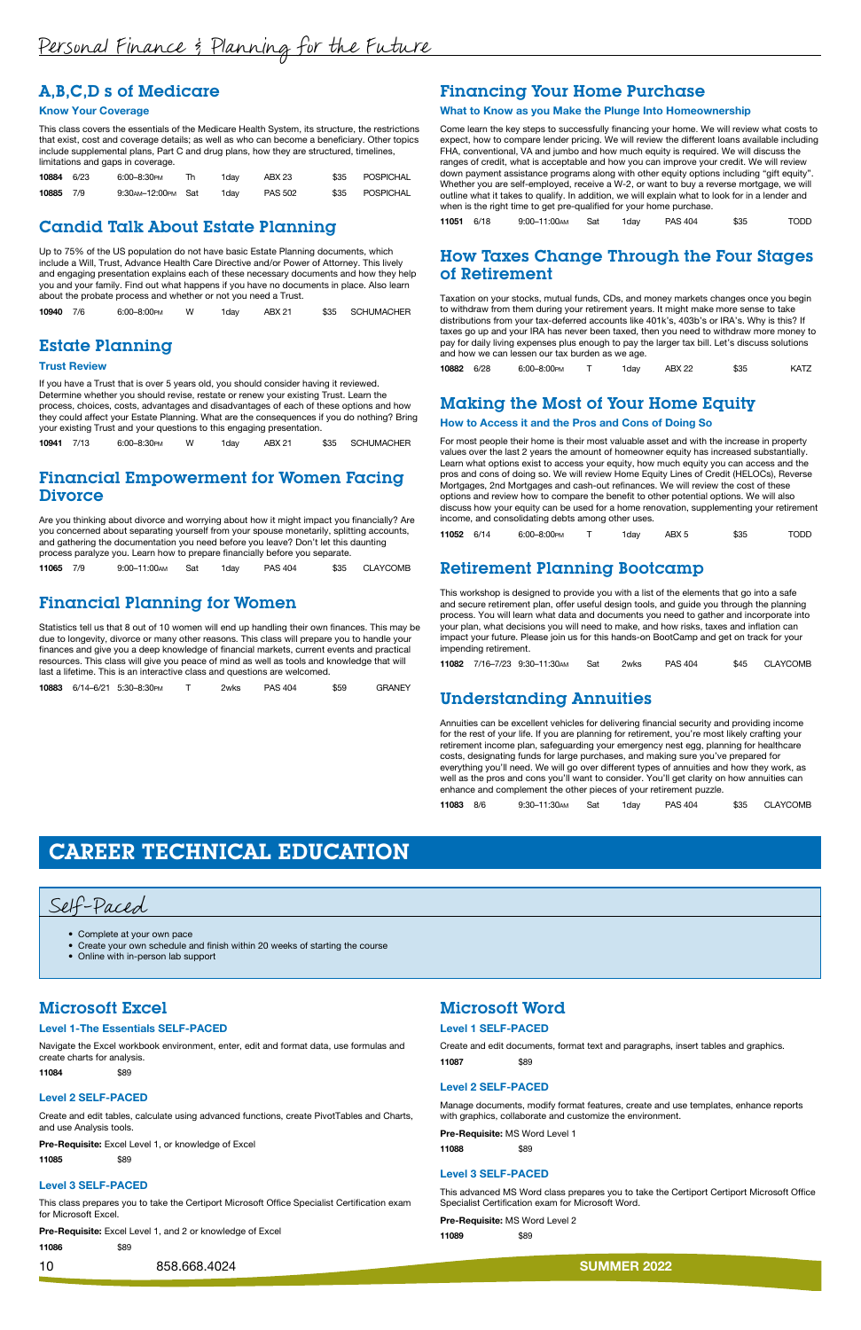# Personal Finance & Planning for the Future

## A,B,C,D s of Medicare

### Know Your Coverage

This class covers the essentials of the Medicare Health System, its structure, the restrictions that exist, cost and coverage details; as well as who can become a beneficiary. Other topics include supplemental plans, Part C and drug plans, how they are structured, timelines, limitations and gaps in coverage.

| | | | | | | | |
|---|---|---|---|---|---|---|---|
| **10884** | 6/23 | 6:00–8:30PM | Th | 1day | ABX 23 | $35 | POSPICHAL |
| **10885** | 7/9 | 9:30AM–12:00PM | Sat | 1day | PAS 502 | $35 | POSPICHAL |

## Candid Talk About Estate Planning

Up to 75% of the US population do not have basic Estate Planning documents, which include a Will, Trust, Advance Health Care Directive and/or Power of Attorney. This lively and engaging presentation explains each of these necessary documents and how they help you and your family. Find out what happens if you have no documents in place. Also learn about the probate process and whether or not you need a Trust.

| | | | | | | | |
|---|---|---|---|---|---|---|---|
| **10940** | 7/6 | 6:00–8:00PM | W | 1day | ABX 21 | $35 | SCHUMACHER |

## Estate Planning

### Trust Review

If you have a Trust that is over 5 years old, you should consider having it reviewed. Determine whether you should revise, restate or renew your existing Trust. Learn the process, choices, costs, advantages and disadvantages of each of these options and how they could affect your Estate Planning. What are the consequences if you do nothing? Bring your existing Trust and your questions to this engaging presentation.

| | | | | | | | |
|---|---|---|---|---|---|---|---|
| **10941** | 7/13 | 6:00–8:30PM | W | 1day | ABX 21 | $35 | SCHUMACHER |

## Financial Empowerment for Women Facing Divorce

Are you thinking about divorce and worrying about how it might impact you financially? Are you concerned about separating yourself from your spouse monetarily, splitting accounts, and gathering the documentation you need before you leave? Don't let this daunting process paralyze you. Learn how to prepare financially before you separate.

| | | | | | | | |
|---|---|---|---|---|---|---|---|
| **11065** | 7/9 | 9:00–11:00AM | Sat | 1day | PAS 404 | $35 | CLAYCOMB |

## Financial Planning for Women

Statistics tell us that 8 out of 10 women will end up handling their own finances. This may be due to longevity, divorce or many other reasons. This class will prepare you to handle your finances and give you a deep knowledge of financial markets, current events and practical resources. This class will give you peace of mind as well as tools and knowledge that will last a lifetime. This is an interactive class and questions are welcomed.

| | | | | | | | |
|---|---|---|---|---|---|---|---|
| **10883** | 6/14–6/21 | 5:30–8:30PM | T | 2wks | PAS 404 | $59 | GRANEY |

## Financing Your Home Purchase

### What to Know as you Make the Plunge Into Homeownership

Come learn the key steps to successfully financing your home. We will review what costs to expect, how to compare lender pricing. We will review the different loans available including FHA, conventional, VA and jumbo and how much equity is required. We will discuss the ranges of credit, what is acceptable and how you can improve your credit. We will review down payment assistance programs along with other equity options including "gift equity". Whether you are self-employed, receive a W-2, or want to buy a reverse mortgage, we will outline what it takes to qualify. In addition, we will explain what to look for in a lender and when is the right time to get pre-qualified for your home purchase.

| | | | | | | | |
|---|---|---|---|---|---|---|---|
| **11051** | 6/18 | 9:00–11:00AM | Sat | 1day | PAS 404 | $35 | TODD |

## How Taxes Change Through the Four Stages of Retirement

Taxation on your stocks, mutual funds, CDs, and money markets changes once you begin to withdraw from them during your retirement years. It might make more sense to take distributions from your tax-deferred accounts like 401k's, 403b's or IRA's. Why is this? If taxes go up and your IRA has never been taxed, then you need to withdraw more money to pay for daily living expenses plus enough to pay the larger tax bill. Let's discuss solutions and how we can lessen our tax burden as we age.

| | | | | | | | |
|---|---|---|---|---|---|---|---|
| **10882** | 6/28 | 6:00–8:00PM | T | 1day | ABX 22 | $35 | KATZ |

## Making the Most of Your Home Equity

### How to Access it and the Pros and Cons of Doing So

For most people their home is their most valuable asset and with the increase in property values over the last 2 years the amount of homeowner equity has increased substantially. Learn what options exist to access your equity, how much equity you can access and the pros and cons of doing so. We will review Home Equity Lines of Credit (HELOCs), Reverse Mortgages, 2nd Mortgages and cash-out refinances. We will review the cost of these options and review how to compare the benefit to other potential options. We will also discuss how your equity can be used for a home renovation, supplementing your retirement income, and consolidating debts among other uses.

| | | | | | | | |
|---|---|---|---|---|---|---|---|
| **11052** | 6/14 | 6:00–8:00PM | T | 1day | ABX 5 | $35 | TODD |

## Retirement Planning Bootcamp

This workshop is designed to provide you with a list of the elements that go into a safe and secure retirement plan, offer useful design tools, and guide you through the planning process. You will learn what data and documents you need to gather and incorporate into your plan, what decisions you will need to make, and how risks, taxes and inflation can impact your future. Please join us for this hands-on BootCamp and get on track for your impending retirement.

| | | | | | | | |
|---|---|---|---|---|---|---|---|
| **11082** | 7/16–7/23 | 9:30–11:30AM | Sat | 2wks | PAS 404 | $45 | CLAYCOMB |

## Understanding Annuities

Annuities can be excellent vehicles for delivering financial security and providing income for the rest of your life. If you are planning for retirement, you're most likely crafting your retirement income plan, safeguarding your emergency nest egg, planning for healthcare costs, designating funds for large purchases, and making sure you've prepared for everything you'll need. We will go over different types of annuities and how they work, as well as the pros and cons you'll want to consider. You'll get clarity on how annuities can enhance and complement the other pieces of your retirement puzzle.

| | | | | | | | |
|---|---|---|---|---|---|---|---|
| **11083** | 8/6 | 9:30–11:30AM | Sat | 1day | PAS 404 | $35 | CLAYCOMB |

# CAREER TECHNICAL EDUCATION

## Self-Paced

- Complete at your own pace
- Create your own schedule and finish within 20 weeks of starting the course
- Online with in-person lab support

## Microsoft Excel

### Level 1-The Essentials SELF-PACED

Navigate the Excel workbook environment, enter, edit and format data, use formulas and create charts for analysis.

**11084** $89

### Level 2 SELF-PACED

Create and edit tables, calculate using advanced functions, create PivotTables and Charts, and use Analysis tools.

**Pre-Requisite:** Excel Level 1, or knowledge of Excel

**11085** $89

### Level 3 SELF-PACED

This class prepares you to take the Certiport Microsoft Office Specialist Certification exam for Microsoft Excel.

**Pre-Requisite:** Excel Level 1, and 2 or knowledge of Excel

**11086** $89

## Microsoft Word

### Level 1 SELF-PACED

Create and edit documents, format text and paragraphs, insert tables and graphics.

**11087** $89

### Level 2 SELF-PACED

Manage documents, modify format features, create and use templates, enhance reports with graphics, collaborate and customize the environment.

**Pre-Requisite:** MS Word Level 1

**11088** $89

### Level 3 SELF-PACED

This advanced MS Word class prepares you to take the Certiport Certiport Microsoft Office Specialist Certification exam for Microsoft Word.

**Pre-Requisite:** MS Word Level 2

**11089** $89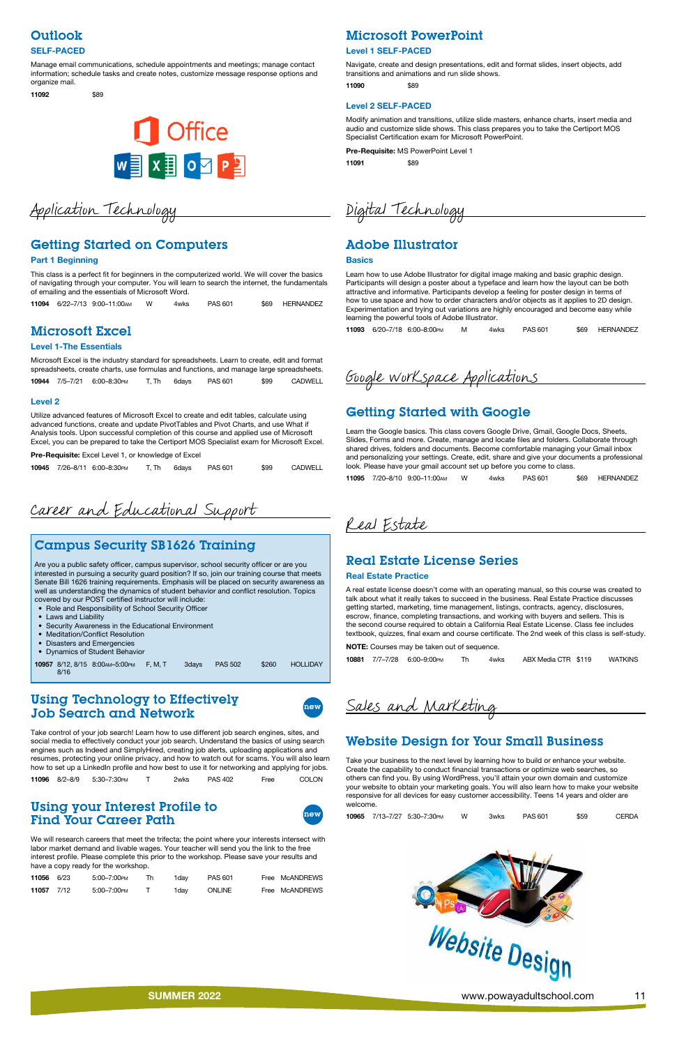## Outlook

**SELF-PACED**

Manage email communications, schedule appointments and meetings; manage contact information; schedule tasks and create notes, customize message response options and organize mail.

**11092** $89

# Application Technology

## Getting Started on Computers

**Part 1 Beginning**

This class is a perfect fit for beginners in the computerized world. We will cover the basics of navigating through your computer. You will learn to search the internet, the fundamentals of emailing and the essentials of Microsoft Word.

| | | | | | | | |
|---|---|---|---|---|---|---|---|
| **11094** | 6/22–7/13 | 9:00–11:00AM | W | 4wks | PAS 601 | $69 | HERNANDEZ |

## Microsoft Excel

**Level 1-The Essentials**

Microsoft Excel is the industry standard for spreadsheets. Learn to create, edit and format spreadsheets, create charts, use formulas and functions, and manage large spreadsheets.

| | | | | | | | |
|---|---|---|---|---|---|---|---|
| **10944** | 7/5–7/21 | 6:00–8:30PM | T, Th | 6days | PAS 601 | $99 | CADWELL |

**Level 2**

Utilize advanced features of Microsoft Excel to create and edit tables, calculate using advanced functions, create and update PivotTables and Pivot Charts, and use What if Analysis tools. Upon successful completion of this course and applied use of Microsoft Excel, you can be prepared to take the Certiport MOS Specialist exam for Microsoft Excel.

**Pre-Requisite:** Excel Level 1, or knowledge of Excel

| | | | | | | | |
|---|---|---|---|---|---|---|---|
| **10945** | 7/26–8/11 | 6:00–8:30PM | T, Th | 6days | PAS 601 | $99 | CADWELL |

# Career and Educational Support

## Campus Security SB1626 Training

Are you a public safety officer, campus supervisor, school security officer or are you interested in pursuing a security guard position? If so, join our training course that meets Senate Bill 1626 training requirements. Emphasis will be placed on security awareness as well as understanding the dynamics of student behavior and conflict resolution. Topics covered by our POST certified instructor will include:

- Role and Responsibility of School Security Officer
- Laws and Liability
- Security Awareness in the Educational Environment
- Meditation/Conflict Resolution
- Disasters and Emergencies
- Dynamics of Student Behavior

| | | | | | | | |
|---|---|---|---|---|---|---|---|
| **10957** | 8/12, 8/15 8/16 | 8:00AM–5:00PM | F, M, T | 3days | PAS 502 | $260 | HOLLIDAY |

## Using Technology to Effectively Job Search and Network

*new*

Take control of your job search! Learn how to use different job search engines, sites, and social media to effectively conduct your job search. Understand the basics of using search engines such as Indeed and SimplyHired, creating job alerts, uploading applications and resumes, protecting your online privacy, and how to watch out for scams. You will also learn how to set up a LinkedIn profile and how best to use it for networking and applying for jobs.

| | | | | | | | |
|---|---|---|---|---|---|---|---|
| **11096** | 8/2–8/9 | 5:30–7:30PM | T | 2wks | PAS 402 | Free | COLON |

## Using your Interest Profile to Find Your Career Path

*new*

We will research careers that meet the trifecta; the point where your interests intersect with labor market demand and livable wages. Your teacher will send you the link to the free interest profile. Please complete this prior to the workshop. Please save your results and have a copy ready for the workshop.

| | | | | | | | |
|---|---|---|---|---|---|---|---|
| **11056** | 6/23 | 5:00–7:00PM | Th | 1day | PAS 601 | Free | McANDREWS |
| **11057** | 7/12 | 5:00–7:00PM | T | 1day | ONLINE | Free | McANDREWS |

## Microsoft PowerPoint

**Level 1 SELF-PACED**

Navigate, create and design presentations, edit and format slides, insert objects, add transitions and animations and run slide shows.

**11090** $89

**Level 2 SELF-PACED**

Modify animation and transitions, utilize slide masters, enhance charts, insert media and audio and customize slide shows. This class prepares you to take the Certiport MOS Specialist Certification exam for Microsoft PowerPoint.

**Pre-Requisite:** MS PowerPoint Level 1

**11091** $89

# Digital Technology

## Adobe Illustrator

**Basics**

Learn how to use Adobe Illustrator for digital image making and basic graphic design. Participants will design a poster about a typeface and learn how the layout can be both attractive and informative. Participants develop a feeling for poster design in terms of how to use space and how to order characters and/or objects as it applies to 2D design. Experimentation and trying out variations are highly encouraged and become easy while learning the powerful tools of Adobe Illustrator.

| | | | | | | | |
|---|---|---|---|---|---|---|---|
| **11093** | 6/20–7/18 | 6:00–8:00PM | M | 4wks | PAS 601 | $69 | HERNANDEZ |

# Google Workspace Applications

## Getting Started with Google

Learn the Google basics. This class covers Google Drive, Gmail, Google Docs, Sheets, Slides, Forms and more. Create, manage and locate files and folders. Collaborate through shared drives, folders and documents. Become comfortable managing your Gmail inbox and personalizing your settings. Create, edit, share and give your documents a professional look. Please have your gmail account set up before you come to class.

| | | | | | | | |
|---|---|---|---|---|---|---|---|
| **11095** | 7/20–8/10 | 9:00–11:00AM | W | 4wks | PAS 601 | $69 | HERNANDEZ |

# Real Estate

## Real Estate License Series

**Real Estate Practice**

A real estate license doesn't come with an operating manual, so this course was created to talk about what it really takes to succeed in the business. Real Estate Practice discusses getting started, marketing, time management, listings, contracts, agency, disclosures, escrow, finance, completing transactions, and working with buyers and sellers. This is the second course required to obtain a California Real Estate License. Class fee includes textbook, quizzes, final exam and course certificate. The 2nd week of this class is self-study.

**NOTE:** Courses may be taken out of sequence.

| | | | | | | | |
|---|---|---|---|---|---|---|---|
| **10881** | 7/7–7/28 | 6:00–9:00PM | Th | 4wks | ABX Media CTR | $119 | WATKINS |

# Sales and Marketing

## Website Design for Your Small Business

Take your business to the next level by learning how to build or enhance your website. Create the capability to conduct financial transactions or optimize web searches, so others can find you. By using WordPress, you'll attain your own domain and customize your website to obtain your marketing goals. You will also learn how to make your website responsive for all devices for easy customer accessibility. Teens 14 years and older are welcome.

| | | | | | | | |
|---|---|---|---|---|---|---|---|
| **10965** | 7/13–7/27 | 5:30–7:30PM | W | 3wks | PAS 601 | $59 | CERDA |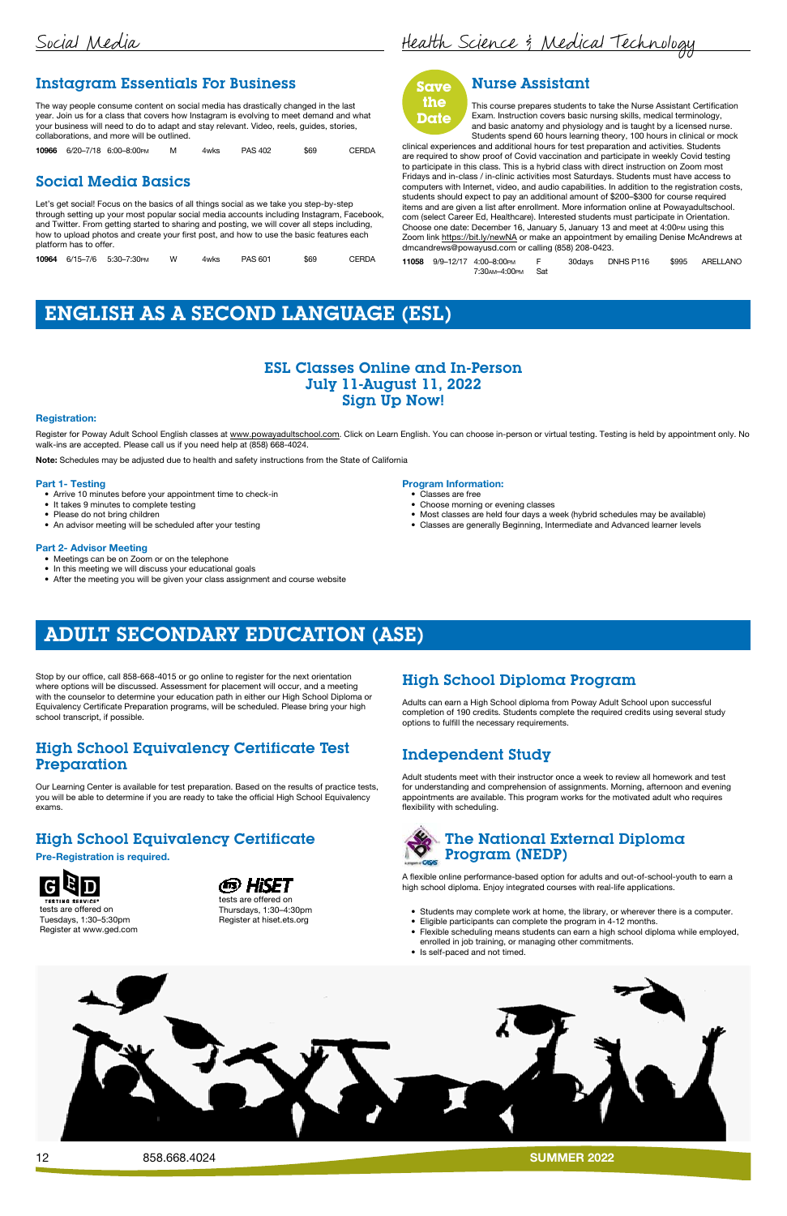# Social Media

## Instagram Essentials For Business

The way people consume content on social media has drastically changed in the last year. Join us for a class that covers how Instagram is evolving to meet demand and what your business will need to do to adapt and stay relevant. Video, reels, guides, stories, collaborations, and more will be outlined.

| | | | | | | | |
|---|---|---|---|---|---|---|---|
| 10966 | 6/20–7/18 | 6:00–8:00PM | M | 4wks | PAS 402 | $69 | CERDA |

## Social Media Basics

Let's get social! Focus on the basics of all things social as we take you step-by-step through setting up your most popular social media accounts including Instagram, Facebook, and Twitter. From getting started to sharing and posting, we will cover all steps including, how to upload photos and create your first post, and how to use the basic features each platform has to offer.

| | | | | | | | |
|---|---|---|---|---|---|---|---|
| 10964 | 6/15–7/6 | 5:30–7:30PM | W | 4wks | PAS 601 | $69 | CERDA |

# Health Science & Medical Technology

## Nurse Assistant

Save the Date

This course prepares students to take the Nurse Assistant Certification Exam. Instruction covers basic nursing skills, medical terminology, and basic anatomy and physiology and is taught by a licensed nurse. Students spend 60 hours learning theory, 100 hours in clinical or mock clinical experiences and additional hours for test preparation and activities. Students are required to show proof of Covid vaccination and participate in weekly Covid testing to participate in this class. This is a hybrid class with direct instruction on Zoom most Fridays and in-class / in-clinic activities most Saturdays. Students must have access to computers with Internet, video, and audio capabilities. In addition to the registration costs, students should expect to pay an additional amount of $200–$300 for course required items and are given a list after enrollment. More information online at Powayadultschool.com (select Career Ed, Healthcare). Interested students must participate in Orientation. Choose one date: December 16, January 5, January 13 and meet at 4:00PM using this Zoom link https://bit.ly/newNA or make an appointment by emailing Denise McAndrews at dmcandrews@powayusd.com or calling (858) 208-0423.

| | | | | | | | |
|---|---|---|---|---|---|---|---|
| 11058 | 9/9–12/17 | 4:00–8:00PM<br>7:30AM–4:00PM | F<br>Sat | 30days | DNHS P116 | $995 | ARELLANO |

# ENGLISH AS A SECOND LANGUAGE (ESL)

## ESL Classes Online and In-Person July 11-August 11, 2022 Sign Up Now!

**Registration:**

Register for Poway Adult School English classes at www.powayadultschool.com. Click on Learn English. You can choose in-person or virtual testing. Testing is held by appointment only. No walk-ins are accepted. Please call us if you need help at (858) 668-4024.

**Note:** Schedules may be adjusted due to health and safety instructions from the State of California

**Part 1- Testing**

- Arrive 10 minutes before your appointment time to check-in
- It takes 9 minutes to complete testing
- Please do not bring children
- An advisor meeting will be scheduled after your testing

**Part 2- Advisor Meeting**

- Meetings can be on Zoom or on the telephone
- In this meeting we will discuss your educational goals
- After the meeting you will be given your class assignment and course website

**Program Information:**

- Classes are free
- Choose morning or evening classes
- Most classes are held four days a week (hybrid schedules may be available)
- Classes are generally Beginning, Intermediate and Advanced learner levels

# ADULT SECONDARY EDUCATION (ASE)

Stop by our office, call 858-668-4015 or go online to register for the next orientation where options will be discussed. Assessment for placement will occur, and a meeting with the counselor to determine your education path in either our High School Diploma or Equivalency Certificate Preparation programs, will be scheduled. Please bring your high school transcript, if possible.

## High School Equivalency Certificate Test Preparation

Our Learning Center is available for test preparation. Based on the results of practice tests, you will be able to determine if you are ready to take the official High School Equivalency exams.

## High School Equivalency Certificate

**Pre-Registration is required.**

GED Testing Service® tests are offered on Tuesdays, 1:30–5:30pm
Register at www.ged.com

ETS HiSET tests are offered on Thursdays, 1:30–4:30pm
Register at hiset.ets.org

## High School Diploma Program

Adults can earn a High School diploma from Poway Adult School upon successful completion of 190 credits. Students complete the required credits using several study options to fulfill the necessary requirements.

## Independent Study

Adult students meet with their instructor once a week to review all homework and test for understanding and comprehension of assignments. Morning, afternoon and evening appointments are available. This program works for the motivated adult who requires flexibility with scheduling.

## The National External Diploma Program (NEDP)

A flexible online performance-based option for adults and out-of-school-youth to earn a high school diploma. Enjoy integrated courses with real-life applications.

- Students may complete work at home, the library, or wherever there is a computer.
- Eligible participants can complete the program in 4-12 months.
- Flexible scheduling means students can earn a high school diploma while employed, enrolled in job training, or managing other commitments.
- Is self-paced and not timed.